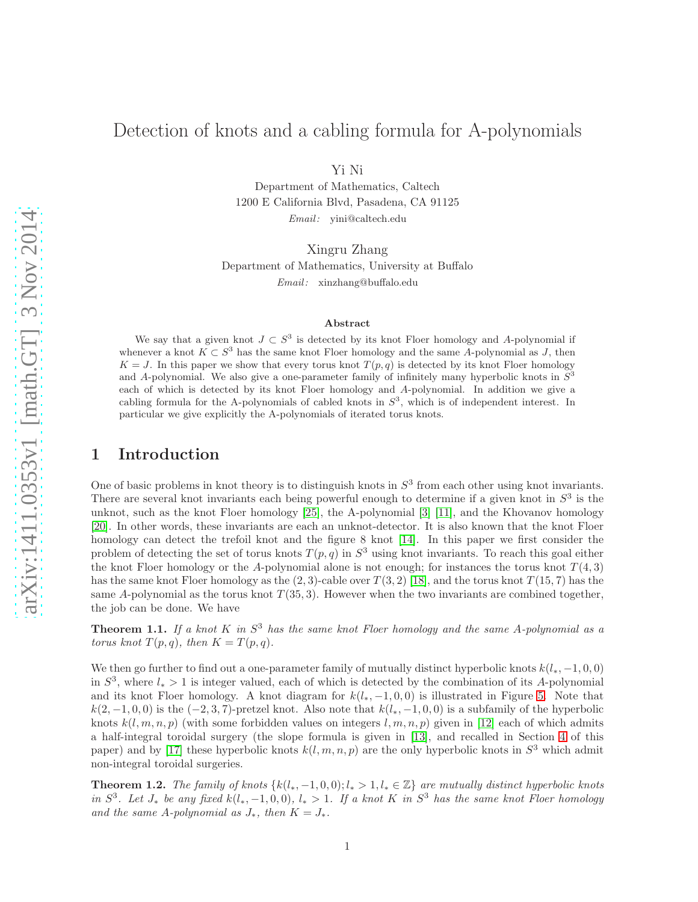# Detection of knots and a cabling formula for A-polynomials

Yi Ni

Department of Mathematics, Caltech
1200 E California Blvd, Pasadena, CA 91125
*Email:* yini@caltech.edu

Xingru Zhang

Department of Mathematics, University at Buffalo
*Email:* xinzhang@buffalo.edu

### Abstract

We say that a given knot $J \subset S^3$ is detected by its knot Floer homology and $A$-polynomial if whenever a knot $K \subset S^3$ has the same knot Floer homology and the same $A$-polynomial as $J$, then $K = J$. In this paper we show that every torus knot $T(p,q)$ is detected by its knot Floer homology and $A$-polynomial. We also give a one-parameter family of infinitely many hyperbolic knots in $S^3$ each of which is detected by its knot Floer homology and $A$-polynomial. In addition we give a cabling formula for the A-polynomials of cabled knots in $S^3$, which is of independent interest. In particular we give explicitly the A-polynomials of iterated torus knots.

## 1 Introduction

One of basic problems in knot theory is to distinguish knots in $S^3$ from each other using knot invariants. There are several knot invariants each being powerful enough to determine if a given knot in $S^3$ is the unknot, such as the knot Floer homology [25], the A-polynomial [3] [11], and the Khovanov homology [20]. In other words, these invariants are each an unknot-detector. It is also known that the knot Floer homology can detect the trefoil knot and the figure 8 knot [14]. In this paper we first consider the problem of detecting the set of torus knots $T(p,q)$ in $S^3$ using knot invariants. To reach this goal either the knot Floer homology or the $A$-polynomial alone is not enough; for instances the torus knot $T(4,3)$ has the same knot Floer homology as the $(2,3)$-cable over $T(3,2)$ [18], and the torus knot $T(15,7)$ has the same $A$-polynomial as the torus knot $T(35,3)$. However when the two invariants are combined together, the job can be done. We have

**Theorem 1.1.** *If a knot $K$ in $S^3$ has the same knot Floer homology and the same $A$-polynomial as a torus knot $T(p,q)$, then $K = T(p,q)$.*

We then go further to find out a one-parameter family of mutually distinct hyperbolic knots $k(l_*, -1, 0, 0)$ in $S^3$, where $l_* > 1$ is integer valued, each of which is detected by the combination of its $A$-polynomial and its knot Floer homology. A knot diagram for $k(l_*, -1, 0, 0)$ is illustrated in Figure 5. Note that $k(2, -1, 0, 0)$ is the $(-2, 3, 7)$-pretzel knot. Also note that $k(l_*, -1, 0, 0)$ is a subfamily of the hyperbolic knots $k(l, m, n, p)$ (with some forbidden values on integers $l, m, n, p$) given in [12] each of which admits a half-integral toroidal surgery (the slope formula is given in [13], and recalled in Section 4 of this paper) and by [17] these hyperbolic knots $k(l, m, n, p)$ are the only hyperbolic knots in $S^3$ which admit non-integral toroidal surgeries.

**Theorem 1.2.** *The family of knots $\{k(l_*, -1, 0, 0); l_* > 1, l_* \in \mathbb{Z}\}$ are mutually distinct hyperbolic knots in $S^3$. Let $J_*$ be any fixed $k(l_*, -1, 0, 0)$, $l_* > 1$. If a knot $K$ in $S^3$ has the same knot Floer homology and the same $A$-polynomial as $J_*$, then $K = J_*$.*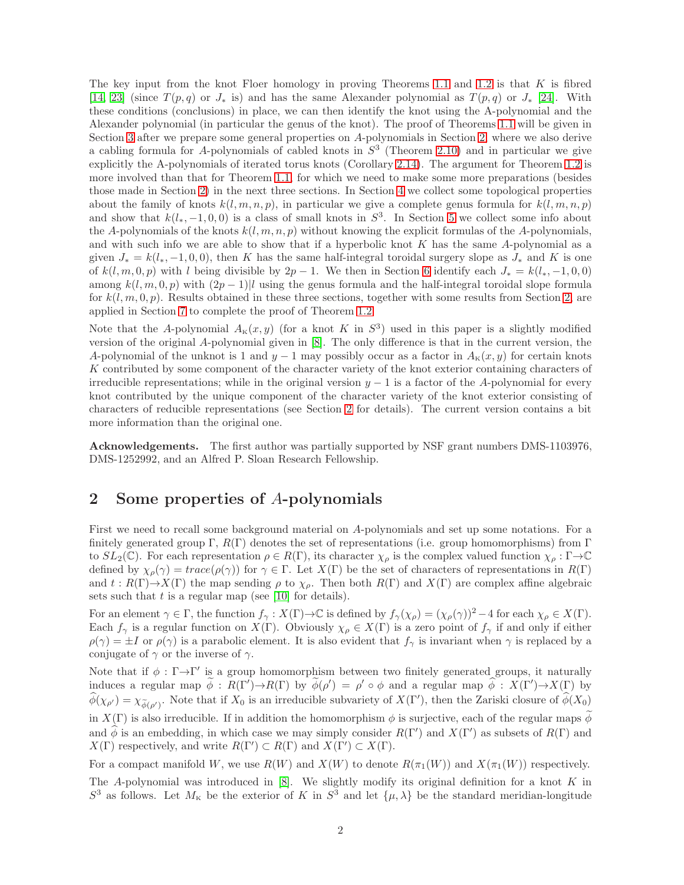The key input from the knot Floer homology in proving Theorems 1.1 and 1.2 is that $K$ is fibred [14, 23] (since $T(p,q)$ or $J_*$ is) and has the same Alexander polynomial as $T(p,q)$ or $J_*$ [24]. With these conditions (conclusions) in place, we can then identify the knot using the A-polynomial and the Alexander polynomial (in particular the genus of the knot). The proof of Theorems 1.1 will be given in Section 3 after we prepare some general properties on $A$-polynomials in Section 2, where we also derive a cabling formula for $A$-polynomials of cabled knots in $S^3$ (Theorem 2.10) and in particular we give explicitly the A-polynomials of iterated torus knots (Corollary 2.14). The argument for Theorem 1.2 is more involved than that for Theorem 1.1, for which we need to make some more preparations (besides those made in Section 2) in the next three sections. In Section 4 we collect some topological properties about the family of knots $k(l,m,n,p)$, in particular we give a complete genus formula for $k(l,m,n,p)$ and show that $k(l_*,-1,0,0)$ is a class of small knots in $S^3$. In Section 5 we collect some info about the $A$-polynomials of the knots $k(l,m,n,p)$ without knowing the explicit formulas of the $A$-polynomials, and with such info we are able to show that if a hyperbolic knot $K$ has the same $A$-polynomial as a given $J_* = k(l_*,-1,0,0)$, then $K$ has the same half-integral toroidal surgery slope as $J_*$ and $K$ is one of $k(l,m,0,p)$ with $l$ being divisible by $2p-1$. We then in Section 6 identify each $J_* = k(l_*,-1,0,0)$ among $k(l,m,0,p)$ with $(2p-1)|l$ using the genus formula and the half-integral toroidal slope formula for $k(l,m,0,p)$. Results obtained in these three sections, together with some results from Section 2, are applied in Section 7 to complete the proof of Theorem 1.2.

Note that the $A$-polynomial $A_K(x,y)$ (for a knot $K$ in $S^3$) used in this paper is a slightly modified version of the original $A$-polynomial given in [8]. The only difference is that in the current version, the $A$-polynomial of the unknot is 1 and $y-1$ may possibly occur as a factor in $A_K(x,y)$ for certain knots $K$ contributed by some component of the character variety of the knot exterior containing characters of irreducible representations; while in the original version $y-1$ is a factor of the $A$-polynomial for every knot contributed by the unique component of the character variety of the knot exterior consisting of characters of reducible representations (see Section 2 for details). The current version contains a bit more information than the original one.

**Acknowledgements.** The first author was partially supported by NSF grant numbers DMS-1103976, DMS-1252992, and an Alfred P. Sloan Research Fellowship.

## 2 Some properties of $A$-polynomials

First we need to recall some background material on $A$-polynomials and set up some notations. For a finitely generated group $\Gamma$, $R(\Gamma)$ denotes the set of representations (i.e. group homomorphisms) from $\Gamma$ to $SL_2(\mathbb{C})$. For each representation $\rho \in R(\Gamma)$, its character $\chi_\rho$ is the complex valued function $\chi_\rho : \Gamma \to \mathbb{C}$ defined by $\chi_\rho(\gamma) = trace(\rho(\gamma))$ for $\gamma \in \Gamma$. Let $X(\Gamma)$ be the set of characters of representations in $R(\Gamma)$ and $t : R(\Gamma) \to X(\Gamma)$ the map sending $\rho$ to $\chi_\rho$. Then both $R(\Gamma)$ and $X(\Gamma)$ are complex affine algebraic sets such that $t$ is a regular map (see [10] for details).

For an element $\gamma \in \Gamma$, the function $f_\gamma : X(\Gamma) \to \mathbb{C}$ is defined by $f_\gamma(\chi_\rho) = (\chi_\rho(\gamma))^2 - 4$ for each $\chi_\rho \in X(\Gamma)$. Each $f_\gamma$ is a regular function on $X(\Gamma)$. Obviously $\chi_\rho \in X(\Gamma)$ is a zero point of $f_\gamma$ if and only if either $\rho(\gamma) = \pm I$ or $\rho(\gamma)$ is a parabolic element. It is also evident that $f_\gamma$ is invariant when $\gamma$ is replaced by a conjugate of $\gamma$ or the inverse of $\gamma$.

Note that if $\phi : \Gamma \to \Gamma'$ is a group homomorphism between two finitely generated groups, it naturally induces a regular map $\widetilde{\phi} : R(\Gamma') \to R(\Gamma)$ by $\widetilde{\phi}(\rho') = \rho' \circ \phi$ and a regular map $\widehat{\phi} : X(\Gamma') \to X(\Gamma)$ by $\widehat{\phi}(\chi_{\rho'}) = \chi_{\widetilde{\phi}(\rho')}$. Note that if $X_0$ is an irreducible subvariety of $X(\Gamma')$, then the Zariski closure of $\widehat{\phi}(X_0)$ in $X(\Gamma)$ is also irreducible. If in addition the homomorphism $\phi$ is surjective, each of the regular maps $\widetilde{\phi}$ and $\widehat{\phi}$ is an embedding, in which case we may simply consider $R(\Gamma')$ and $X(\Gamma')$ as subsets of $R(\Gamma)$ and $X(\Gamma)$ respectively, and write $R(\Gamma') \subset R(\Gamma)$ and $X(\Gamma') \subset X(\Gamma)$.

For a compact manifold $W$, we use $R(W)$ and $X(W)$ to denote $R(\pi_1(W))$ and $X(\pi_1(W))$ respectively.

The $A$-polynomial was introduced in [8]. We slightly modify its original definition for a knot $K$ in $S^3$ as follows. Let $M_K$ be the exterior of $K$ in $S^3$ and let $\{\mu, \lambda\}$ be the standard meridian-longitude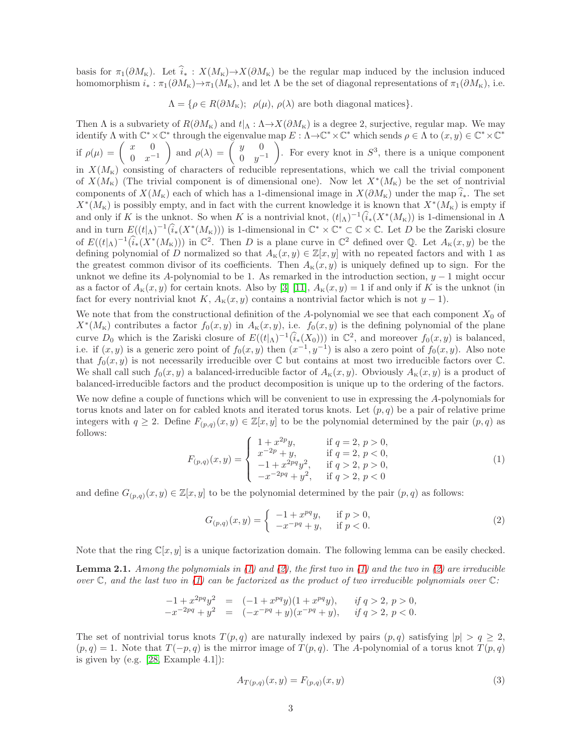basis for $\pi_1(\partial M_K)$. Let $\widehat{i}_* : X(M_K) \to X(\partial M_K)$ be the regular map induced by the inclusion induced homomorphism $i_* : \pi_1(\partial M_K) \to \pi_1(M_K)$, and let $\Lambda$ be the set of diagonal representations of $\pi_1(\partial M_K)$, i.e.

$$\Lambda = \{\rho \in R(\partial M_K);\ \rho(\mu),\ \rho(\lambda) \text{ are both diagonal matices}\}.$$

Then $\Lambda$ is a subvariety of $R(\partial M_K)$ and $t|_\Lambda : \Lambda \to X(\partial M_K)$ is a degree 2, surjective, regular map. We may identify $\Lambda$ with $\mathbb{C}^* \times \mathbb{C}^*$ through the eigenvalue map $E : \Lambda \to \mathbb{C}^* \times \mathbb{C}^*$ which sends $\rho \in \Lambda$ to $(x, y) \in \mathbb{C}^* \times \mathbb{C}^*$ if $\rho(\mu) = \begin{pmatrix} x & 0 \\ 0 & x^{-1} \end{pmatrix}$ and $\rho(\lambda) = \begin{pmatrix} y & 0 \\ 0 & y^{-1} \end{pmatrix}$. For every knot in $S^3$, there is a unique component in $X(M_K)$ consisting of characters of reducible representations, which we call the trivial component of $X(M_K)$ (The trivial component is of dimensional one). Now let $X^*(M_K)$ be the set of nontrivial components of $X(M_K)$ each of which has a 1-dimensional image in $X(\partial M_K)$ under the map $\widehat{i}_*$. The set $X^*(M_K)$ is possibly empty, and in fact with the current knowledge it is known that $X^*(M_K)$ is empty if and only if $K$ is the unknot. So when $K$ is a nontrivial knot, $(t|_\Lambda)^{-1}(\widehat{i}_*(X^*(M_K)))$ is 1-dimensional in $\Lambda$ and in turn $E((t|_\Lambda)^{-1}(\widehat{i}_*(X^*(M_K)))$ is 1-dimensional in $\mathbb{C}^* \times \mathbb{C}^* \subset \mathbb{C} \times \mathbb{C}$. Let $D$ be the Zariski closure of $E((t|_\Lambda)^{-1}(\widehat{i}_*(X^*(M_K)))$ in $\mathbb{C}^2$. Then $D$ is a plane curve in $\mathbb{C}^2$ defined over $\mathbb{Q}$. Let $A_K(x, y)$ be the defining polynomial of $D$ normalized so that $A_K(x, y) \in \mathbb{Z}[x, y]$ with no repeated factors and with 1 as the greatest common divisor of its coefficients. Then $A_K(x, y)$ is uniquely defined up to sign. For the unknot we define its $A$-polynomial to be 1. As remarked in the introduction section, $y - 1$ might occur as a factor of $A_K(x, y)$ for certain knots. Also by [3] [11], $A_K(x, y) = 1$ if and only if $K$ is the unknot (in fact for every nontrivial knot $K$, $A_K(x, y)$ contains a nontrivial factor which is not $y - 1$).

We note that from the constructional definition of the $A$-polynomial we see that each component $X_0$ of $X^*(M_K)$ contributes a factor $f_0(x, y)$ in $A_K(x, y)$, i.e. $f_0(x, y)$ is the defining polynomial of the plane curve $D_0$ which is the Zariski closure of $E((t|_\Lambda)^{-1}(\widehat{i}_*(X_0)))$ in $\mathbb{C}^2$, and moreover $f_0(x, y)$ is balanced, i.e. if $(x, y)$ is a generic zero point of $f_0(x, y)$ then $(x^{-1}, y^{-1})$ is also a zero point of $f_0(x, y)$. Also note that $f_0(x, y)$ is not necessarily irreducible over $\mathbb{C}$ but contains at most two irreducible factors over $\mathbb{C}$. We shall call such $f_0(x, y)$ a balanced-irreducible factor of $A_K(x, y)$. Obviously $A_K(x, y)$ is a product of balanced-irreducible factors and the product decomposition is unique up to the ordering of the factors.

We now define a couple of functions which will be convenient to use in expressing the $A$-polynomials for torus knots and later on for cabled knots and iterated torus knots. Let $(p, q)$ be a pair of relative prime integers with $q \geq 2$. Define $F_{(p,q)}(x, y) \in \mathbb{Z}[x, y]$ to be the polynomial determined by the pair $(p, q)$ as follows:

$$F_{(p,q)}(x, y) = \begin{cases} 1 + x^{2p}y, & \text{if } q = 2,\ p > 0, \\ x^{-2p} + y, & \text{if } q = 2,\ p < 0, \\ -1 + x^{2pq}y^2, & \text{if } q > 2,\ p > 0, \\ -x^{-2pq} + y^2, & \text{if } q > 2,\ p < 0 \end{cases} \tag{1}$$

and define $G_{(p,q)}(x, y) \in \mathbb{Z}[x, y]$ to be the polynomial determined by the pair $(p, q)$ as follows:

$$G_{(p,q)}(x, y) = \begin{cases} -1 + x^{pq}y, & \text{if } p > 0, \\ -x^{-pq} + y, & \text{if } p < 0. \end{cases} \tag{2}$$

Note that the ring $\mathbb{C}[x, y]$ is a unique factorization domain. The following lemma can be easily checked.

**Lemma 2.1.** *Among the polynomials in (1) and (2), the first two in (1) and the two in (2) are irreducible over $\mathbb{C}$, and the last two in (1) can be factorized as the product of two irreducible polynomials over $\mathbb{C}$:*

$$\begin{aligned} -1 + x^{2pq}y^2 &= (-1 + x^{pq}y)(1 + x^{pq}y), \qquad \textit{if } q > 2,\ p > 0, \\ -x^{-2pq} + y^2 &= (-x^{-pq} + y)(x^{-pq} + y), \qquad \textit{if } q > 2,\ p < 0. \end{aligned}$$

The set of nontrivial torus knots $T(p, q)$ are naturally indexed by pairs $(p, q)$ satisfying $|p| > q \geq 2$, $(p, q) = 1$. Note that $T(-p, q)$ is the mirror image of $T(p, q)$. The $A$-polynomial of a torus knot $T(p, q)$ is given by (e.g. [28, Example 4.1]):

$$A_{T(p,q)}(x, y) = F_{(p,q)}(x, y) \tag{3}$$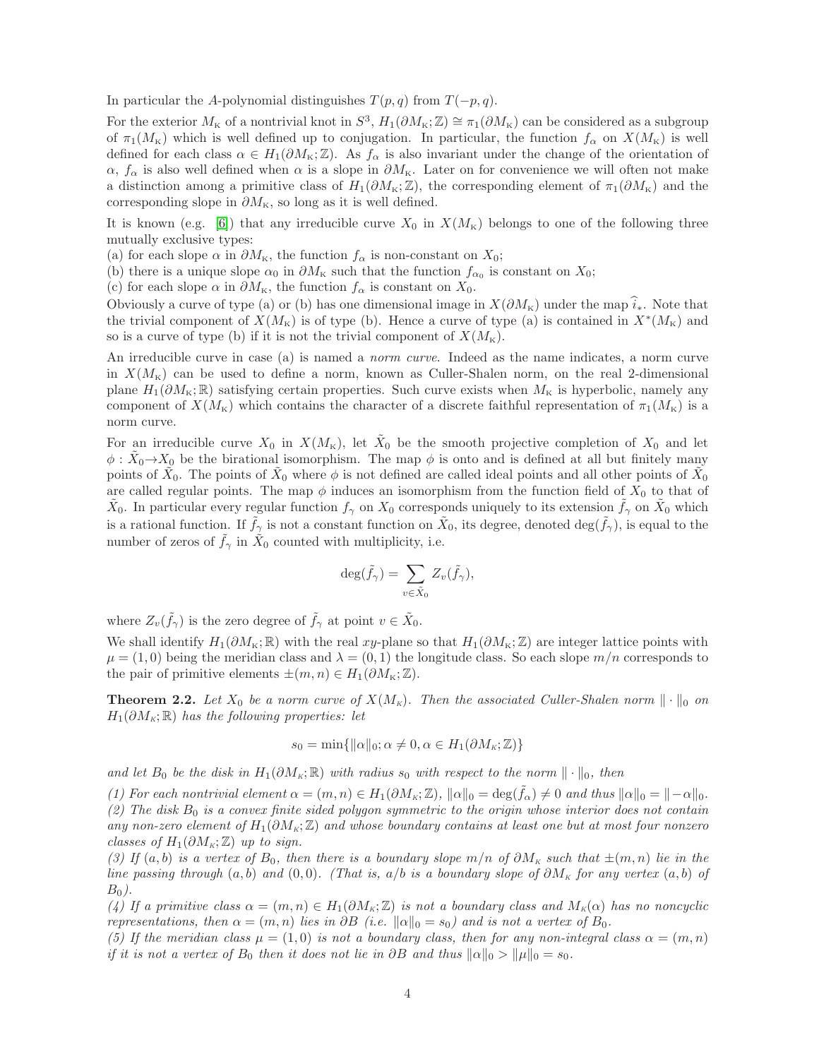In particular the $A$-polynomial distinguishes $T(p,q)$ from $T(-p,q)$.

For the exterior $M_{\rm K}$ of a nontrivial knot in $S^3$, $H_1(\partial M_{\rm K};\mathbb{Z})\cong \pi_1(\partial M_{\rm K})$ can be considered as a subgroup of $\pi_1(M_{\rm K})$ which is well defined up to conjugation. In particular, the function $f_\alpha$ on $X(M_{\rm K})$ is well defined for each class $\alpha\in H_1(\partial M_{\rm K};\mathbb{Z})$. As $f_\alpha$ is also invariant under the change of the orientation of $\alpha$, $f_\alpha$ is also well defined when $\alpha$ is a slope in $\partial M_{\rm K}$. Later on for convenience we will often not make a distinction among a primitive class of $H_1(\partial M_{\rm K};\mathbb{Z})$, the corresponding element of $\pi_1(\partial M_{\rm K})$ and the corresponding slope in $\partial M_{\rm K}$, so long as it is well defined.

It is known (e.g. [6]) that any irreducible curve $X_0$ in $X(M_{\rm K})$ belongs to one of the following three mutually exclusive types:
(a) for each slope $\alpha$ in $\partial M_{\rm K}$, the function $f_\alpha$ is non-constant on $X_0$;
(b) there is a unique slope $\alpha_0$ in $\partial M_{\rm K}$ such that the function $f_{\alpha_0}$ is constant on $X_0$;
(c) for each slope $\alpha$ in $\partial M_{\rm K}$, the function $f_\alpha$ is constant on $X_0$.
Obviously a curve of type (a) or (b) has one dimensional image in $X(\partial M_{\rm K})$ under the map $\widehat{i}_*$. Note that the trivial component of $X(M_{\rm K})$ is of type (b). Hence a curve of type (a) is contained in $X^*(M_{\rm K})$ and so is a curve of type (b) if it is not the trivial component of $X(M_{\rm K})$.

An irreducible curve in case (a) is named a *norm curve*. Indeed as the name indicates, a norm curve in $X(M_{\rm K})$ can be used to define a norm, known as Culler-Shalen norm, on the real 2-dimensional plane $H_1(\partial M_{\rm K};\mathbb{R})$ satisfying certain properties. Such curve exists when $M_{\rm K}$ is hyperbolic, namely any component of $X(M_{\rm K})$ which contains the character of a discrete faithful representation of $\pi_1(M_{\rm K})$ is a norm curve.

For an irreducible curve $X_0$ in $X(M_{\rm K})$, let $\tilde{X}_0$ be the smooth projective completion of $X_0$ and let $\phi:\tilde{X}_0\to X_0$ be the birational isomorphism. The map $\phi$ is onto and is defined at all but finitely many points of $\tilde{X}_0$. The points of $\tilde{X}_0$ where $\phi$ is not defined are called ideal points and all other points of $\tilde{X}_0$ are called regular points. The map $\phi$ induces an isomorphism from the function field of $X_0$ to that of $\tilde{X}_0$. In particular every regular function $f_\gamma$ on $X_0$ corresponds uniquely to its extension $\tilde{f}_\gamma$ on $\tilde{X}_0$ which is a rational function. If $\tilde{f}_\gamma$ is not a constant function on $\tilde{X}_0$, its degree, denoted $\deg(\tilde{f}_\gamma)$, is equal to the number of zeros of $\tilde{f}_\gamma$ in $\tilde{X}_0$ counted with multiplicity, i.e.

$$\deg(\tilde{f}_\gamma)=\sum_{v\in\tilde{X}_0} Z_v(\tilde{f}_\gamma),$$

where $Z_v(\tilde{f}_\gamma)$ is the zero degree of $\tilde{f}_\gamma$ at point $v\in\tilde{X}_0$.

We shall identify $H_1(\partial M_{\rm K};\mathbb{R})$ with the real $xy$-plane so that $H_1(\partial M_{\rm K};\mathbb{Z})$ are integer lattice points with $\mu=(1,0)$ being the meridian class and $\lambda=(0,1)$ the longitude class. So each slope $m/n$ corresponds to the pair of primitive elements $\pm(m,n)\in H_1(\partial M_{\rm K};\mathbb{Z})$.

**Theorem 2.2.** *Let $X_0$ be a norm curve of $X(M_{\rm K})$. Then the associated Culler-Shalen norm $\|\cdot\|_0$ on $H_1(\partial M_{\rm K};\mathbb{R})$ has the following properties: let*

$$s_0=\min\{\|\alpha\|_0;\alpha\neq 0,\alpha\in H_1(\partial M_{\rm K};\mathbb{Z})\}$$

*and let $B_0$ be the disk in $H_1(\partial M_{\rm K};\mathbb{R})$ with radius $s_0$ with respect to the norm $\|\cdot\|_0$, then*

*(1) For each nontrivial element $\alpha=(m,n)\in H_1(\partial M_{\rm K};\mathbb{Z})$, $\|\alpha\|_0=\deg(\tilde{f}_\alpha)\neq 0$ and thus $\|\alpha\|_0=\|-\alpha\|_0$.*
*(2) The disk $B_0$ is a convex finite sided polygon symmetric to the origin whose interior does not contain any non-zero element of $H_1(\partial M_{\rm K};\mathbb{Z})$ and whose boundary contains at least one but at most four nonzero classes of $H_1(\partial M_{\rm K};\mathbb{Z})$ up to sign.*
*(3) If $(a,b)$ is a vertex of $B_0$, then there is a boundary slope $m/n$ of $\partial M_{\rm K}$ such that $\pm(m,n)$ lie in the line passing through $(a,b)$ and $(0,0)$. (That is, $a/b$ is a boundary slope of $\partial M_{\rm K}$ for any vertex $(a,b)$ of $B_0$).*
*(4) If a primitive class $\alpha=(m,n)\in H_1(\partial M_{\rm K};\mathbb{Z})$ is not a boundary class and $M_{\rm K}(\alpha)$ has no noncyclic representations, then $\alpha=(m,n)$ lies in $\partial B$ (i.e. $\|\alpha\|_0=s_0$) and is not a vertex of $B_0$.*
*(5) If the meridian class $\mu=(1,0)$ is not a boundary class, then for any non-integral class $\alpha=(m,n)$ if it is not a vertex of $B_0$ then it does not lie in $\partial B$ and thus $\|\alpha\|_0>\|\mu\|_0=s_0$.*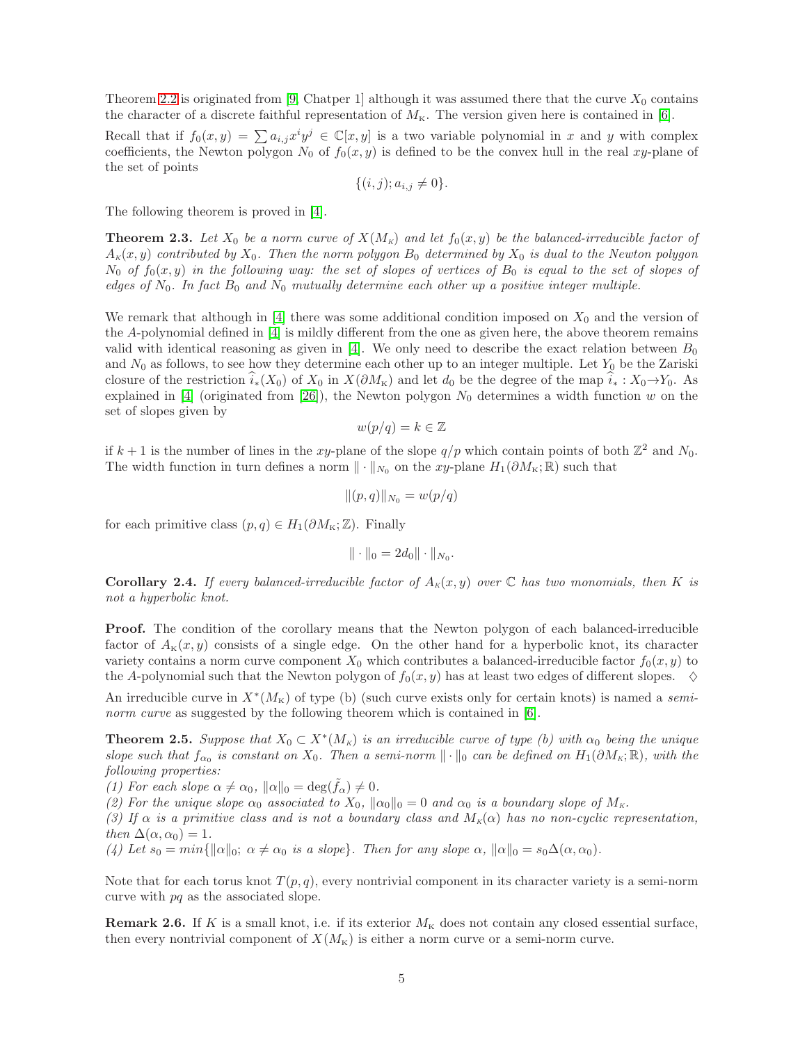Theorem 2.2 is originated from [9, Chatper 1] although it was assumed there that the curve $X_0$ contains the character of a discrete faithful representation of $M_K$. The version given here is contained in [6].

Recall that if $f_0(x,y) = \sum a_{i,j}x^i y^j \in \mathbb{C}[x,y]$ is a two variable polynomial in $x$ and $y$ with complex coefficients, the Newton polygon $N_0$ of $f_0(x,y)$ is defined to be the convex hull in the real $xy$-plane of the set of points

$$\{(i,j); a_{i,j} \neq 0\}.$$

The following theorem is proved in [4].

**Theorem 2.3.** *Let $X_0$ be a norm curve of $X(M_K)$ and let $f_0(x,y)$ be the balanced-irreducible factor of $A_K(x,y)$ contributed by $X_0$. Then the norm polygon $B_0$ determined by $X_0$ is dual to the Newton polygon $N_0$ of $f_0(x,y)$ in the following way: the set of slopes of vertices of $B_0$ is equal to the set of slopes of edges of $N_0$. In fact $B_0$ and $N_0$ mutually determine each other up a positive integer multiple.*

We remark that although in [4] there was some additional condition imposed on $X_0$ and the version of the $A$-polynomial defined in [4] is mildly different from the one as given here, the above theorem remains valid with identical reasoning as given in [4]. We only need to describe the exact relation between $B_0$ and $N_0$ as follows, to see how they determine each other up to an integer multiple. Let $Y_0$ be the Zariski closure of the restriction $\widehat{i}_*(X_0)$ of $X_0$ in $X(\partial M_K)$ and let $d_0$ be the degree of the map $\widehat{i}_* : X_0 \to Y_0$. As explained in [4] (originated from [26]), the Newton polygon $N_0$ determines a width function $w$ on the set of slopes given by

$$w(p/q) = k \in \mathbb{Z}$$

if $k+1$ is the number of lines in the $xy$-plane of the slope $q/p$ which contain points of both $\mathbb{Z}^2$ and $N_0$. The width function in turn defines a norm $\|\cdot\|_{N_0}$ on the $xy$-plane $H_1(\partial M_K;\mathbb{R})$ such that

$$\|(p,q)\|_{N_0} = w(p/q)$$

for each primitive class $(p,q) \in H_1(\partial M_K;\mathbb{Z})$. Finally

$$\|\cdot\|_0 = 2d_0\|\cdot\|_{N_0}.$$

**Corollary 2.4.** *If every balanced-irreducible factor of $A_K(x,y)$ over $\mathbb{C}$ has two monomials, then $K$ is not a hyperbolic knot.*

**Proof.** The condition of the corollary means that the Newton polygon of each balanced-irreducible factor of $A_K(x,y)$ consists of a single edge. On the other hand for a hyperbolic knot, its character variety contains a norm curve component $X_0$ which contributes a balanced-irreducible factor $f_0(x,y)$ to the $A$-polynomial such that the Newton polygon of $f_0(x,y)$ has at least two edges of different slopes. $\diamondsuit$

An irreducible curve in $X^*(M_K)$ of type (b) (such curve exists only for certain knots) is named a *semi-norm curve* as suggested by the following theorem which is contained in [6].

**Theorem 2.5.** *Suppose that $X_0 \subset X^*(M_K)$ is an irreducible curve of type (b) with $\alpha_0$ being the unique slope such that $f_{\alpha_0}$ is constant on $X_0$. Then a semi-norm $\|\cdot\|_0$ can be defined on $H_1(\partial M_K;\mathbb{R})$, with the following properties:*
*(1) For each slope $\alpha \neq \alpha_0$, $\|\alpha\|_0 = \deg(\tilde{f}_\alpha) \neq 0$.*
*(2) For the unique slope $\alpha_0$ associated to $X_0$, $\|\alpha_0\|_0 = 0$ and $\alpha_0$ is a boundary slope of $M_K$.*
*(3) If $\alpha$ is a primitive class and is not a boundary class and $M_K(\alpha)$ has no non-cyclic representation, then $\Delta(\alpha,\alpha_0) = 1$.*
*(4) Let $s_0 = min\{\|\alpha\|_0;\ \alpha \neq \alpha_0$ is a slope$\}$. Then for any slope $\alpha$, $\|\alpha\|_0 = s_0\Delta(\alpha,\alpha_0)$.*

Note that for each torus knot $T(p,q)$, every nontrivial component in its character variety is a semi-norm curve with $pq$ as the associated slope.

**Remark 2.6.** If $K$ is a small knot, i.e. if its exterior $M_K$ does not contain any closed essential surface, then every nontrivial component of $X(M_K)$ is either a norm curve or a semi-norm curve.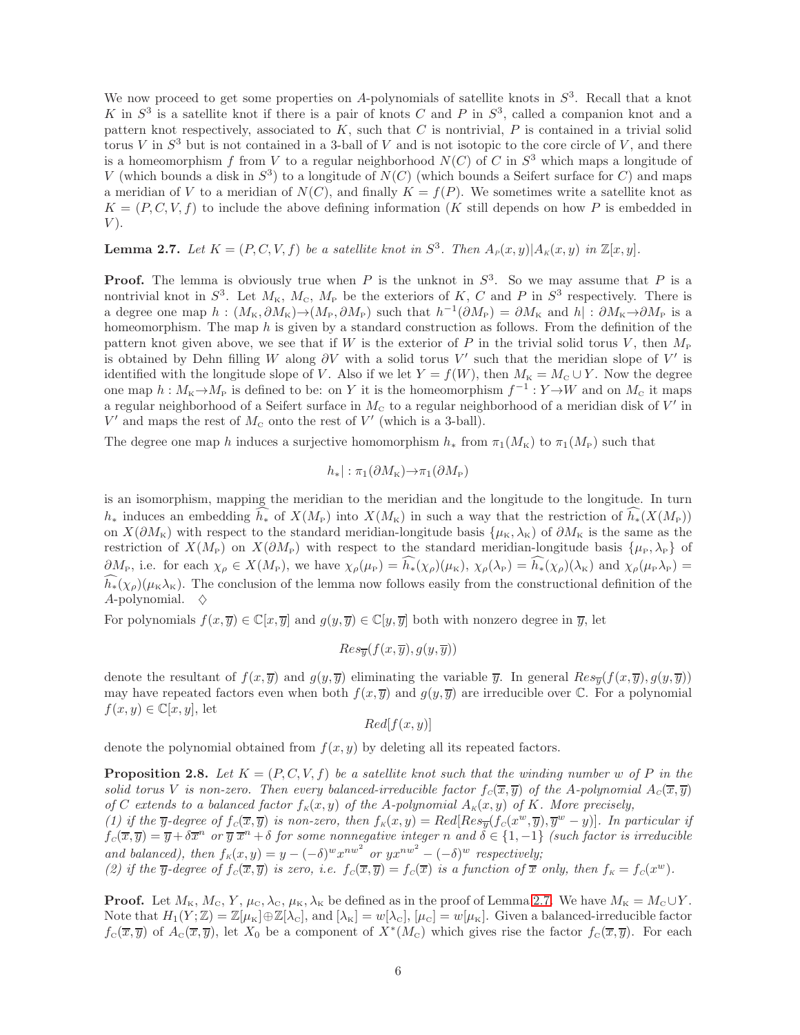We now proceed to get some properties on $A$-polynomials of satellite knots in $S^3$. Recall that a knot $K$ in $S^3$ is a satellite knot if there is a pair of knots $C$ and $P$ in $S^3$, called a companion knot and a pattern knot respectively, associated to $K$, such that $C$ is nontrivial, $P$ is contained in a trivial solid torus $V$ in $S^3$ but is not contained in a 3-ball of $V$ and is not isotopic to the core circle of $V$, and there is a homeomorphism $f$ from $V$ to a regular neighborhood $N(C)$ of $C$ in $S^3$ which maps a longitude of $V$ (which bounds a disk in $S^3$) to a longitude of $N(C)$ (which bounds a Seifert surface for $C$) and maps a meridian of $V$ to a meridian of $N(C)$, and finally $K = f(P)$. We sometimes write a satellite knot as $K = (P, C, V, f)$ to include the above defining information ($K$ still depends on how $P$ is embedded in $V$).

**Lemma 2.7.** *Let $K = (P, C, V, f)$ be a satellite knot in $S^3$. Then $A_P(x, y)|A_K(x, y)$ in $\mathbb{Z}[x, y]$.*

**Proof.** The lemma is obviously true when $P$ is the unknot in $S^3$. So we may assume that $P$ is a nontrivial knot in $S^3$. Let $M_K$, $M_C$, $M_P$ be the exteriors of $K$, $C$ and $P$ in $S^3$ respectively. There is a degree one map $h : (M_K, \partial M_K)\to(M_P, \partial M_P)$ such that $h^{-1}(\partial M_P) = \partial M_K$ and $h| : \partial M_K\to\partial M_P$ is a homeomorphism. The map $h$ is given by a standard construction as follows. From the definition of the pattern knot given above, we see that if $W$ is the exterior of $P$ in the trivial solid torus $V$, then $M_P$ is obtained by Dehn filling $W$ along $\partial V$ with a solid torus $V'$ such that the meridian slope of $V'$ is identified with the longitude slope of $V$. Also if we let $Y = f(W)$, then $M_K = M_C \cup Y$. Now the degree one map $h : M_K\to M_P$ is defined to be: on $Y$ it is the homeomorphism $f^{-1} : Y\to W$ and on $M_C$ it maps a regular neighborhood of a Seifert surface in $M_C$ to a regular neighborhood of a meridian disk of $V'$ in $V'$ and maps the rest of $M_C$ onto the rest of $V'$ (which is a 3-ball).

The degree one map $h$ induces a surjective homomorphism $h_*$ from $\pi_1(M_K)$ to $\pi_1(M_P)$ such that

$$h_*| : \pi_1(\partial M_K)\to\pi_1(\partial M_P)$$

is an isomorphism, mapping the meridian to the meridian and the longitude to the longitude. In turn $h_*$ induces an embedding $\widehat{h_*}$ of $X(M_P)$ into $X(M_K)$ in such a way that the restriction of $\widehat{h_*}(X(M_P))$ on $X(\partial M_K)$ with respect to the standard meridian-longitude basis $\{\mu_K, \lambda_K\}$ of $\partial M_K$ is the same as the restriction of $X(M_P)$ on $X(\partial M_P)$ with respect to the standard meridian-longitude basis $\{\mu_P, \lambda_P\}$ of $\partial M_P$, i.e. for each $\chi_\rho \in X(M_P)$, we have $\chi_\rho(\mu_P) = \widehat{h_*}(\chi_\rho)(\mu_K)$, $\chi_\rho(\lambda_P) = \widehat{h_*}(\chi_\rho)(\lambda_K)$ and $\chi_\rho(\mu_P\lambda_P) = \widehat{h_*}(\chi_\rho)(\mu_K\lambda_K)$. The conclusion of the lemma now follows easily from the constructional definition of the $A$-polynomial. $\diamondsuit$

For polynomials $f(x, \overline{y}) \in \mathbb{C}[x, \overline{y}]$ and $g(y, \overline{y}) \in \mathbb{C}[y, \overline{y}]$ both with nonzero degree in $\overline{y}$, let

$$Res_{\overline{y}}(f(x, \overline{y}), g(y, \overline{y}))$$

denote the resultant of $f(x, \overline{y})$ and $g(y, \overline{y})$ eliminating the variable $\overline{y}$. In general $Res_{\overline{y}}(f(x, \overline{y}), g(y, \overline{y}))$ may have repeated factors even when both $f(x, \overline{y})$ and $g(y, \overline{y})$ are irreducible over $\mathbb{C}$. For a polynomial $f(x, y) \in \mathbb{C}[x, y]$, let

$$Red[f(x, y)]$$

denote the polynomial obtained from $f(x, y)$ by deleting all its repeated factors.

**Proposition 2.8.** *Let $K = (P, C, V, f)$ be a satellite knot such that the winding number $w$ of $P$ in the solid torus $V$ is non-zero. Then every balanced-irreducible factor $f_C(\overline{x}, \overline{y})$ of the $A$-polynomial $A_C(\overline{x}, \overline{y})$ of $C$ extends to a balanced factor $f_K(x, y)$ of the $A$-polynomial $A_K(x, y)$ of $K$. More precisely,*
*(1) if the $\overline{y}$-degree of $f_C(\overline{x}, \overline{y})$ is non-zero, then $f_K(x, y) = Red[Res_{\overline{y}}(f_C(x^w, \overline{y}), \overline{y}^w - y)]$. In particular if $f_C(\overline{x}, \overline{y}) = \overline{y} + \delta\overline{x}^n$ or $\overline{y}\,\overline{x}^n + \delta$ for some nonnegative integer $n$ and $\delta \in \{1, -1\}$ (such factor is irreducible and balanced), then $f_K(x, y) = y - (-\delta)^w x^{nw^2}$ or $yx^{nw^2} - (-\delta)^w$ respectively;*
*(2) if the $\overline{y}$-degree of $f_C(\overline{x}, \overline{y})$ is zero, i.e. $f_C(\overline{x}, \overline{y}) = f_C(\overline{x})$ is a function of $\overline{x}$ only, then $f_K = f_C(x^w)$.*

**Proof.** Let $M_K$, $M_C$, $Y$, $\mu_C$, $\lambda_C$, $\mu_K$, $\lambda_K$ be defined as in the proof of Lemma 2.7. We have $M_K = M_C\cup Y$. Note that $H_1(Y; \mathbb{Z}) = \mathbb{Z}[\mu_K]\oplus\mathbb{Z}[\lambda_C]$, and $[\lambda_K] = w[\lambda_C]$, $[\mu_C] = w[\mu_K]$. Given a balanced-irreducible factor $f_C(\overline{x}, \overline{y})$ of $A_C(\overline{x}, \overline{y})$, let $X_0$ be a component of $X^*(M_C)$ which gives rise the factor $f_C(\overline{x}, \overline{y})$. For each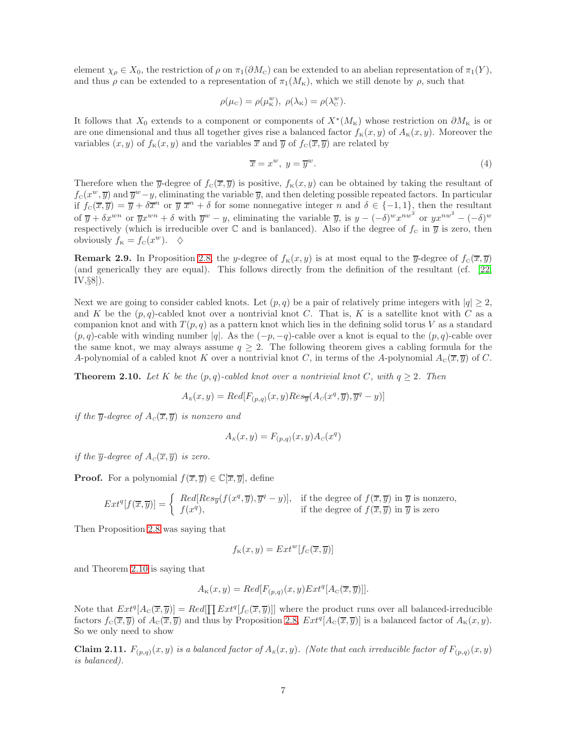element $\chi_\rho \in X_0$, the restriction of $\rho$ on $\pi_1(\partial M_{\rm C})$ can be extended to an abelian representation of $\pi_1(Y)$, and thus $\rho$ can be extended to a representation of $\pi_1(M_{\rm K})$, which we still denote by $\rho$, such that

$$\rho(\mu_{\rm C}) = \rho(\mu_{\rm K}^w),\ \rho(\lambda_{\rm K}) = \rho(\lambda_{\rm C}^w).$$

It follows that $X_0$ extends to a component or components of $X^*(M_{\rm K})$ whose restriction on $\partial M_{\rm K}$ is or are one dimensional and thus all together gives rise a balanced factor $f_{\rm K}(x,y)$ of $A_{\rm K}(x,y)$. Moreover the variables $(x,y)$ of $f_{\rm K}(x,y)$ and the variables $\overline{x}$ and $\overline{y}$ of $f_{\rm C}(\overline{x},\overline{y})$ are related by

$$\overline{x} = x^w,\ y = \overline{y}^w. \tag{4}$$

Therefore when the $\overline{y}$-degree of $f_{\rm C}(\overline{x},\overline{y})$ is positive, $f_{\rm K}(x,y)$ can be obtained by taking the resultant of $f_{\rm C}(x^w,\overline{y})$ and $\overline{y}^w - y$, eliminating the variable $\overline{y}$, and then deleting possible repeated factors. In particular if $f_{\rm C}(\overline{x},\overline{y}) = \overline{y} + \delta\overline{x}^n$ or $\overline{y}\ \overline{x}^n + \delta$ for some nonnegative integer $n$ and $\delta \in \{-1,1\}$, then the resultant of $\overline{y} + \delta x^{wn}$ or $\overline{y}x^{wn} + \delta$ with $\overline{y}^w - y$, eliminating the variable $\overline{y}$, is $y - (-\delta)^w x^{nw^2}$ or $yx^{nw^2} - (-\delta)^w$ respectively (which is irreducible over $\mathbb{C}$ and is banlanced). Also if the degree of $f_{\rm C}$ in $\overline{y}$ is zero, then obviously $f_{\rm K} = f_{\rm C}(x^w)$. $\diamondsuit$

**Remark 2.9.** In Proposition 2.8, the $y$-degree of $f_{\rm K}(x,y)$ is at most equal to the $\overline{y}$-degree of $f_{\rm C}(\overline{x},\overline{y})$ (and generically they are equal). This follows directly from the definition of the resultant (cf. [22, IV,§8]).

Next we are going to consider cabled knots. Let $(p,q)$ be a pair of relatively prime integers with $|q| \geq 2$, and $K$ be the $(p,q)$-cabled knot over a nontrivial knot $C$. That is, $K$ is a satellite knot with $C$ as a companion knot and with $T(p,q)$ as a pattern knot which lies in the defining solid torus $V$ as a standard $(p,q)$-cable with winding number $|q|$. As the $(-p,-q)$-cable over a knot is equal to the $(p,q)$-cable over the same knot, we may always assume $q \geq 2$. The following theorem gives a cabling formula for the $A$-polynomial of a cabled knot $K$ over a nontrivial knot $C$, in terms of the $A$-polynomial $A_{\rm C}(\overline{x},\overline{y})$ of $C$.

**Theorem 2.10.** *Let $K$ be the $(p,q)$-cabled knot over a nontrivial knot $C$, with $q \geq 2$. Then*

$$A_{\rm K}(x,y) = Red[F_{(p,q)}(x,y) Res_{\overline{y}}(A_{\rm C}(x^q,\overline{y}), \overline{y}^q - y)]$$

*if the $\overline{y}$-degree of $A_{\rm C}(\overline{x},\overline{y})$ is nonzero and*

$$A_{\rm K}(x,y) = F_{(p,q)}(x,y) A_{\rm C}(x^q)$$

*if the $\overline{y}$-degree of $A_{\rm C}(\overline{x},\overline{y})$ is zero.*

**Proof.** For a polynomial $f(\overline{x},\overline{y}) \in \mathbb{C}[\overline{x},\overline{y}]$, define

$$Ext^q[f(\overline{x},\overline{y})] = \begin{cases} Red[Res_{\overline{y}}(f(x^q,\overline{y}), \overline{y}^q - y)], & \text{if the degree of } f(\overline{x},\overline{y}) \text{ in } \overline{y} \text{ is nonzero,} \\ f(x^q), & \text{if the degree of } f(\overline{x},\overline{y}) \text{ in } \overline{y} \text{ is zero} \end{cases}$$

Then Proposition 2.8 was saying that

$$f_{\rm K}(x,y) = Ext^w[f_{\rm C}(\overline{x},\overline{y})]$$

and Theorem 2.10 is saying that

$$A_{\rm K}(x,y) = Red[F_{(p,q)}(x,y) Ext^q[A_{\rm C}(\overline{x},\overline{y})]].$$

Note that $Ext^q[A_{\rm C}(\overline{x},\overline{y})] = Red[\prod Ext^q[f_{\rm C}(\overline{x},\overline{y})]]$ where the product runs over all balanced-irreducible factors $f_{\rm C}(\overline{x},\overline{y})$ of $A_{\rm C}(\overline{x},\overline{y})$ and thus by Proposition 2.8, $Ext^q[A_{\rm C}(\overline{x},\overline{y})]$ is a balanced factor of $A_{\rm K}(x,y)$. So we only need to show

**Claim 2.11.** *$F_{(p,q)}(x,y)$ is a balanced factor of $A_{\rm K}(x,y)$. (Note that each irreducible factor of $F_{(p,q)}(x,y)$ is balanced).*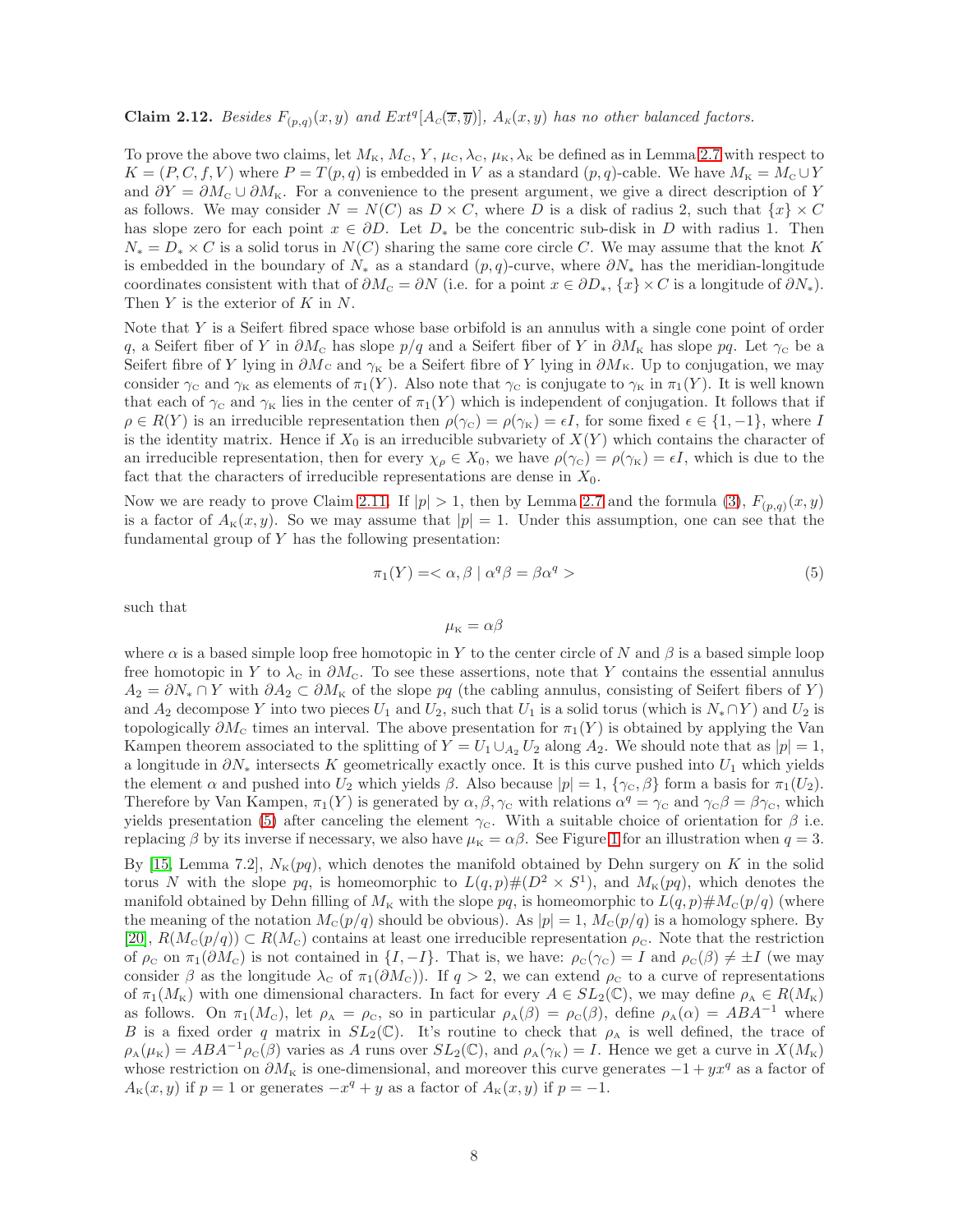**Claim 2.12.** *Besides $F_{(p,q)}(x,y)$ and $Ext^q[A_C(\overline{x},\overline{y})]$, $A_K(x,y)$ has no other balanced factors.*

To prove the above two claims, let $M_K$, $M_C$, $Y$, $\mu_C$, $\lambda_C$, $\mu_K$, $\lambda_K$ be defined as in Lemma 2.7 with respect to $K = (P, C, f, V)$ where $P = T(p,q)$ is embedded in $V$ as a standard $(p,q)$-cable. We have $M_K = M_C \cup Y$ and $\partial Y = \partial M_C \cup \partial M_K$. For a convenience to the present argument, we give a direct description of $Y$ as follows. We may consider $N = N(C)$ as $D \times C$, where $D$ is a disk of radius 2, such that $\{x\} \times C$ has slope zero for each point $x \in \partial D$. Let $D_*$ be the concentric sub-disk in $D$ with radius 1. Then $N_* = D_* \times C$ is a solid torus in $N(C)$ sharing the same core circle $C$. We may assume that the knot $K$ is embedded in the boundary of $N_*$ as a standard $(p,q)$-curve, where $\partial N_*$ has the meridian-longitude coordinates consistent with that of $\partial M_C = \partial N$ (i.e. for a point $x \in \partial D_*$, $\{x\} \times C$ is a longitude of $\partial N_*$). Then $Y$ is the exterior of $K$ in $N$.

Note that $Y$ is a Seifert fibred space whose base orbifold is an annulus with a single cone point of order $q$, a Seifert fiber of $Y$ in $\partial M_C$ has slope $p/q$ and a Seifert fiber of $Y$ in $\partial M_K$ has slope $pq$. Let $\gamma_C$ be a Seifert fibre of $Y$ lying in $\partial M_C$ and $\gamma_K$ be a Seifert fibre of $Y$ lying in $\partial M_K$. Up to conjugation, we may consider $\gamma_C$ and $\gamma_K$ as elements of $\pi_1(Y)$. Also note that $\gamma_C$ is conjugate to $\gamma_K$ in $\pi_1(Y)$. It is well known that each of $\gamma_C$ and $\gamma_K$ lies in the center of $\pi_1(Y)$ which is independent of conjugation. It follows that if $\rho \in R(Y)$ is an irreducible representation then $\rho(\gamma_C) = \rho(\gamma_K) = \epsilon I$, for some fixed $\epsilon \in \{1, -1\}$, where $I$ is the identity matrix. Hence if $X_0$ is an irreducible subvariety of $X(Y)$ which contains the character of an irreducible representation, then for every $\chi_\rho \in X_0$, we have $\rho(\gamma_C) = \rho(\gamma_K) = \epsilon I$, which is due to the fact that the characters of irreducible representations are dense in $X_0$.

Now we are ready to prove Claim 2.11. If $|p| > 1$, then by Lemma 2.7 and the formula (3), $F_{(p,q)}(x,y)$ is a factor of $A_K(x,y)$. So we may assume that $|p| = 1$. Under this assumption, one can see that the fundamental group of $Y$ has the following presentation:

$$\pi_1(Y) = <\alpha, \beta \mid \alpha^q \beta = \beta \alpha^q> \tag{5}$$

such that

$$\mu_K = \alpha\beta$$

where $\alpha$ is a based simple loop free homotopic in $Y$ to the center circle of $N$ and $\beta$ is a based simple loop free homotopic in $Y$ to $\lambda_C$ in $\partial M_C$. To see these assertions, note that $Y$ contains the essential annulus $A_2 = \partial N_* \cap Y$ with $\partial A_2 \subset \partial M_K$ of the slope $pq$ (the cabling annulus, consisting of Seifert fibers of $Y$) and $A_2$ decompose $Y$ into two pieces $U_1$ and $U_2$, such that $U_1$ is a solid torus (which is $N_* \cap Y$) and $U_2$ is topologically $\partial M_C$ times an interval. The above presentation for $\pi_1(Y)$ is obtained by applying the Van Kampen theorem associated to the splitting of $Y = U_1 \cup_{A_2} U_2$ along $A_2$. We should note that as $|p| = 1$, a longitude in $\partial N_*$ intersects $K$ geometrically exactly once. It is this curve pushed into $U_1$ which yields the element $\alpha$ and pushed into $U_2$ which yields $\beta$. Also because $|p| = 1$, $\{\gamma_C, \beta\}$ form a basis for $\pi_1(U_2)$. Therefore by Van Kampen, $\pi_1(Y)$ is generated by $\alpha, \beta, \gamma_C$ with relations $\alpha^q = \gamma_C$ and $\gamma_C\beta = \beta\gamma_C$, which yields presentation (5) after canceling the element $\gamma_C$. With a suitable choice of orientation for $\beta$ i.e. replacing $\beta$ by its inverse if necessary, we also have $\mu_K = \alpha\beta$. See Figure 1 for an illustration when $q = 3$.

By [15, Lemma 7.2], $N_K(pq)$, which denotes the manifold obtained by Dehn surgery on $K$ in the solid torus $N$ with the slope $pq$, is homeomorphic to $L(q,p)\#(D^2 \times S^1)$, and $M_K(pq)$, which denotes the manifold obtained by Dehn filling of $M_K$ with the slope $pq$, is homeomorphic to $L(q,p)\#M_C(p/q)$ (where the meaning of the notation $M_C(p/q)$ should be obvious). As $|p| = 1$, $M_C(p/q)$ is a homology sphere. By [20], $R(M_C(p/q)) \subset R(M_C)$ contains at least one irreducible representation $\rho_C$. Note that the restriction of $\rho_C$ on $\pi_1(\partial M_C)$ is not contained in $\{I, -I\}$. That is, we have: $\rho_C(\gamma_C) = I$ and $\rho_C(\beta) \neq \pm I$ (we may consider $\beta$ as the longitude $\lambda_C$ of $\pi_1(\partial M_C)$). If $q > 2$, we can extend $\rho_C$ to a curve of representations of $\pi_1(M_K)$ with one dimensional characters. In fact for every $A \in SL_2(\mathbb{C})$, we may define $\rho_A \in R(M_K)$ as follows. On $\pi_1(M_C)$, let $\rho_A = \rho_C$, so in particular $\rho_A(\beta) = \rho_C(\beta)$, define $\rho_A(\alpha) = ABA^{-1}$ where $B$ is a fixed order $q$ matrix in $SL_2(\mathbb{C})$. It's routine to check that $\rho_A$ is well defined, the trace of $\rho_A(\mu_K) = ABA^{-1}\rho_C(\beta)$ varies as $A$ runs over $SL_2(\mathbb{C})$, and $\rho_A(\gamma_K) = I$. Hence we get a curve in $X(M_K)$ whose restriction on $\partial M_K$ is one-dimensional, and moreover this curve generates $-1 + yx^q$ as a factor of $A_K(x,y)$ if $p = 1$ or generates $-x^q + y$ as a factor of $A_K(x,y)$ if $p = -1$.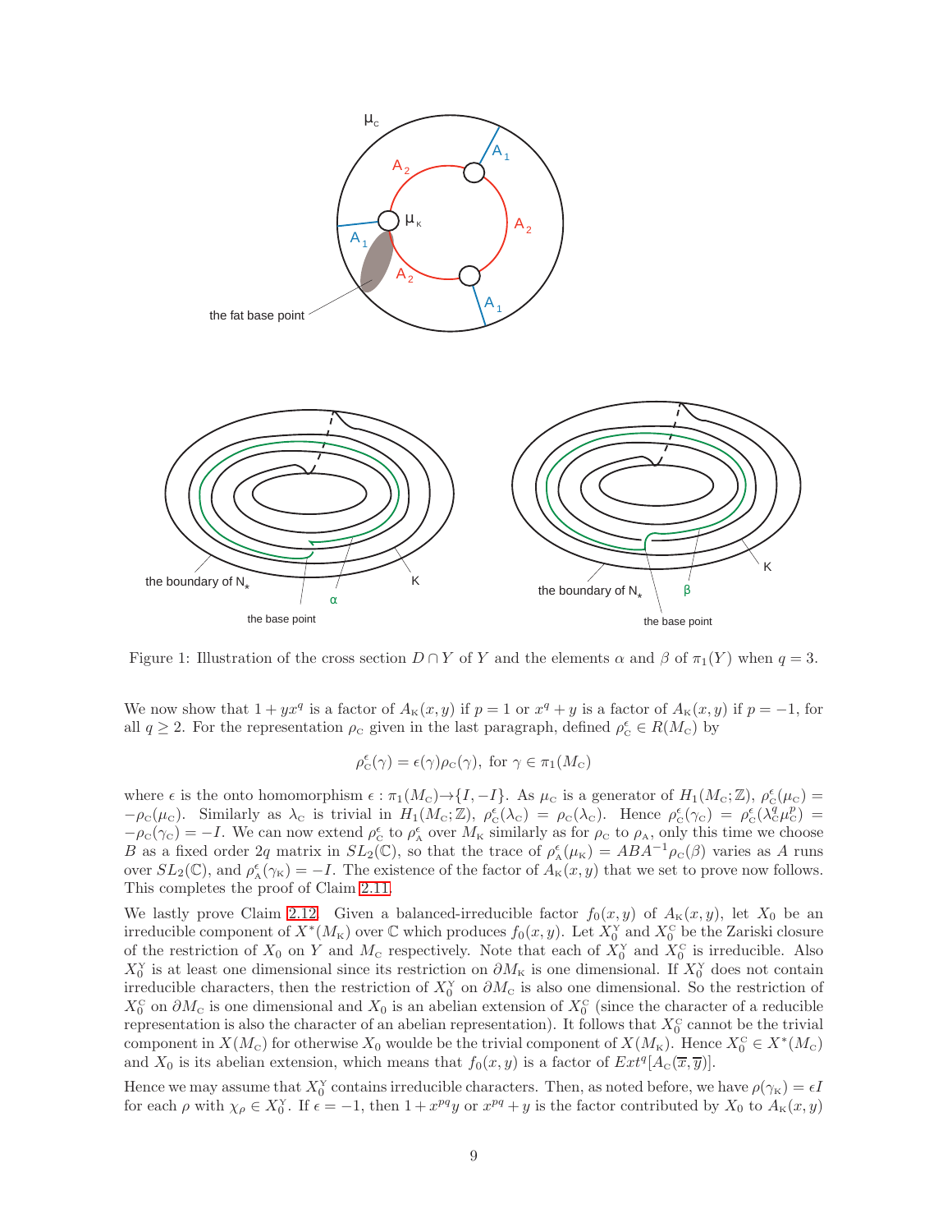Figure 1: Illustration of the cross section $D \cap Y$ of $Y$ and the elements $\alpha$ and $\beta$ of $\pi_1(Y)$ when $q = 3$.

We now show that $1 + yx^q$ is a factor of $A_K(x, y)$ if $p = 1$ or $x^q + y$ is a factor of $A_K(x, y)$ if $p = -1$, for all $q \geq 2$. For the representation $\rho_C$ given in the last paragraph, defined $\rho_C^\epsilon \in R(M_C)$ by

$$\rho_C^\epsilon(\gamma) = \epsilon(\gamma)\rho_C(\gamma), \text{ for } \gamma \in \pi_1(M_C)$$

where $\epsilon$ is the onto homomorphism $\epsilon : \pi_1(M_C) \to \{I, -I\}$. As $\mu_C$ is a generator of $H_1(M_C; \mathbb{Z})$, $\rho_C^\epsilon(\mu_C) = -\rho_C(\mu_C)$. Similarly as $\lambda_C$ is trivial in $H_1(M_C; \mathbb{Z})$, $\rho_C^\epsilon(\lambda_C) = \rho_C(\lambda_C)$. Hence $\rho_C^\epsilon(\gamma_C) = \rho_C^\epsilon(\lambda_C^q \mu_C^p) = -\rho_C(\gamma_C) = -I$. We can now extend $\rho_C^\epsilon$ to $\rho_A^\epsilon$ over $M_K$ similarly as for $\rho_C$ to $\rho_A$, only this time we choose $B$ as a fixed order $2q$ matrix in $SL_2(\mathbb{C})$, so that the trace of $\rho_A^\epsilon(\mu_K) = ABA^{-1}\rho_C(\beta)$ varies as $A$ runs over $SL_2(\mathbb{C})$, and $\rho_A^\epsilon(\gamma_K) = -I$. The existence of the factor of $A_K(x, y)$ that we set to prove now follows. This completes the proof of Claim 2.11.

We lastly prove Claim 2.12. Given a balanced-irreducible factor $f_0(x, y)$ of $A_K(x, y)$, let $X_0$ be an irreducible component of $X^*(M_K)$ over $\mathbb{C}$ which produces $f_0(x, y)$. Let $X_0^Y$ and $X_0^C$ be the Zariski closure of the restriction of $X_0$ on $Y$ and $M_C$ respectively. Note that each of $X_0^Y$ and $X_0^C$ is irreducible. Also $X_0^Y$ is at least one dimensional since its restriction on $\partial M_K$ is one dimensional. If $X_0^Y$ does not contain irreducible characters, then the restriction of $X_0^Y$ on $\partial M_C$ is also one dimensional. So the restriction of $X_0^C$ on $\partial M_C$ is one dimensional and $X_0$ is an abelian extension of $X_0^C$ (since the character of a reducible representation is also the character of an abelian representation). It follows that $X_0^C$ cannot be the trivial component in $X(M_C)$ for otherwise $X_0$ woulde be the trivial component of $X(M_K)$. Hence $X_0^C \in X^*(M_C)$ and $X_0$ is its abelian extension, which means that $f_0(x, y)$ is a factor of $Ext^q[A_C(\overline{x}, \overline{y})]$.

Hence we may assume that $X_0^Y$ contains irreducible characters. Then, as noted before, we have $\rho(\gamma_K) = \epsilon I$ for each $\rho$ with $\chi_\rho \in X_0^Y$. If $\epsilon = -1$, then $1 + x^{pq}y$ or $x^{pq} + y$ is the factor contributed by $X_0$ to $A_K(x, y)$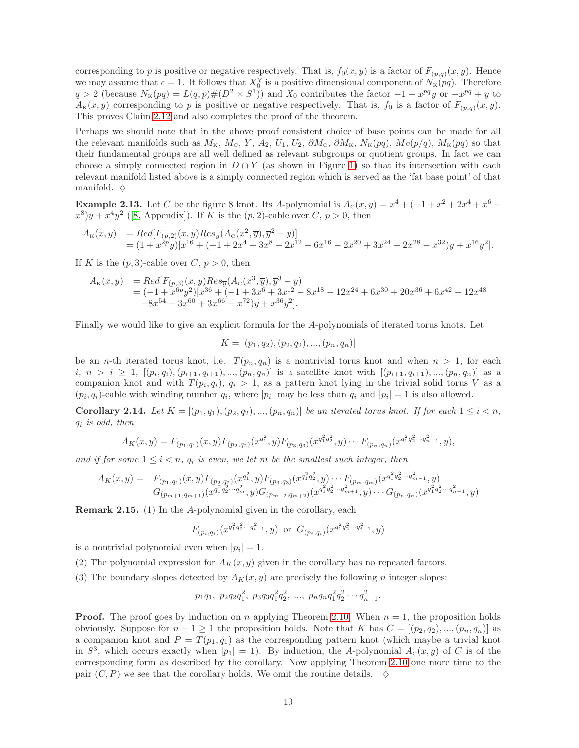corresponding to $p$ is positive or negative respectively. That is, $f_0(x,y)$ is a factor of $F_{(p,q)}(x,y)$. Hence we may assume that $\epsilon = 1$. It follows that $X_0^Y$ is a positive dimensional component of $N_{\rm K}(pq)$. Therefore $q > 2$ (because $N_{\rm K}(pq) = L(q,p)\#(D^2 \times S^1)$) and $X_0$ contributes the factor $-1 + x^{pq}y$ or $-x^{pq} + y$ to $A_{\rm K}(x,y)$ corresponding to $p$ is positive or negative respectively. That is, $f_0$ is a factor of $F_{(p,q)}(x,y)$. This proves Claim 2.12 and also completes the proof of the theorem.

Perhaps we should note that in the above proof consistent choice of base points can be made for all the relevant manifolds such as $M_{\rm K}$, $M_{\rm C}$, $Y$, $A_2$, $U_1$, $U_2$, $\partial M_{\rm C}$, $\partial M_{\rm K}$, $N_{\rm K}(pq)$, $M_{\rm C}(p/q)$, $M_{\rm K}(pq)$ so that their fundamental groups are all well defined as relevant subgroups or quotient groups. In fact we can choose a simply connected region in $D \cap Y$ (as shown in Figure 1) so that its intersection with each relevant manifold listed above is a simply connected region which is served as the 'fat base point' of that manifold. $\diamond$

**Example 2.13.** Let $C$ be the figure 8 knot. Its $A$-polynomial is $A_{\rm C}(x,y) = x^4 + (-1 + x^2 + 2x^4 + x^6 - x^8)y + x^4y^2$ ([8, Appendix]). If $K$ is the $(p,2)$-cable over $C$, $p > 0$, then

$$\begin{aligned} A_{\rm K}(x,y) &= Red[F_{(p,2)}(x,y) Res_{\overline{y}}(A_{\rm C}(x^2,\overline{y}), \overline{y}^2 - y)] \\ &= (1 + x^{2p}y)[x^{16} + (-1 + 2x^4 + 3x^8 - 2x^{12} - 6x^{16} - 2x^{20} + 3x^{24} + 2x^{28} - x^{32})y + x^{16}y^2]. \end{aligned}$$

If $K$ is the $(p,3)$-cable over $C$, $p > 0$, then

$$\begin{aligned} A_{\rm K}(x,y) &= Red[F_{(p,3)}(x,y) Res_{\overline{y}}(A_{\rm C}(x^3,\overline{y}), \overline{y}^3 - y)] \\ &= (-1 + x^{6p}y^2)[x^{36} + (-1 + 3x^6 + 3x^{12} - 8x^{18} - 12x^{24} + 6x^{30} + 20x^{36} + 6x^{42} - 12x^{48} \\ &\quad -8x^{54} + 3x^{60} + 3x^{66} - x^{72})y + x^{36}y^2]. \end{aligned}$$

Finally we would like to give an explicit formula for the $A$-polynomials of iterated torus knots. Let

$$K = [(p_1,q_2),(p_2,q_2),...,(p_n,q_n)]$$

be an $n$-th iterated torus knot, i.e. $T(p_n,q_n)$ is a nontrivial torus knot and when $n > 1$, for each $i$, $n > i \geq 1$, $[(p_i,q_i),(p_{i+1},q_{i+1}),...,(p_n,q_n)]$ is a satellite knot with $[(p_{i+1},q_{i+1}),...,(p_n,q_n)]$ as a companion knot and with $T(p_i,q_i)$, $q_i > 1$, as a pattern knot lying in the trivial solid torus $V$ as a $(p_i,q_i)$-cable with winding number $q_i$, where $|p_i|$ may be less than $q_i$ and $|p_i| = 1$ is also allowed.

**Corollary 2.14.** *Let $K = [(p_1,q_1),(p_2,q_2),...,(p_n,q_n)]$ be an iterated torus knot. If for each $1 \leq i < n$, $q_i$ is odd, then*

$$A_K(x,y) = F_{(p_1,q_1)}(x,y)F_{(p_2,q_2)}(x^{q_1^2},y)F_{(p_3,q_3)}(x^{q_1^2q_2^2},y)\cdots F_{(p_n,q_n)}(x^{q_1^2q_2^2\cdots q_{n-1}^2},y),$$

*and if for some $1 \leq i < n$, $q_i$ is even, we let $m$ be the smallest such integer, then*

$$\begin{aligned} A_K(x,y) = \;& F_{(p_1,q_1)}(x,y)F_{(p_2,q_2)}(x^{q_1^2},y)F_{(p_3,q_3)}(x^{q_1^2q_2^2},y)\cdots F_{(p_m,q_m)}(x^{q_1^2q_2^2\cdots q_{m-1}^2},y) \\ & G_{(p_{m+1},q_{m+1})}(x^{q_1^2q_2^2\cdots q_m^2},y)G_{(p_{m+2},q_{m+2})}(x^{q_1^2q_2^2\cdots q_{m+1}^2},y)\cdots G_{(p_n,q_n)}(x^{q_1^2q_2^2\cdots q_{n-1}^2},y) \end{aligned}$$

**Remark 2.15.** (1) In the $A$-polynomial given in the corollary, each

$$F_{(p_i,q_i)}(x^{q_1^2q_2^2\cdots q_{i-1}^2},y) \text{ or } G_{(p_i,q_i)}(x^{q_1^2q_2^2\cdots q_{i-1}^2},y)$$

is a nontrivial polynomial even when $|p_i| = 1$.

(2) The polynomial expression for $A_K(x,y)$ given in the corollary has no repeated factors.

(3) The boundary slopes detected by $A_K(x,y)$ are precisely the following $n$ integer slopes:

$$p_1q_1,\; p_2q_2q_1^2,\; p_3q_3q_1^2q_2^2,\; ...,\; p_nq_nq_1^2q_2^2\cdots q_{n-1}^2.$$

**Proof.** The proof goes by induction on $n$ applying Theorem 2.10. When $n = 1$, the proposition holds obviously. Suppose for $n - 1 \geq 1$ the proposition holds. Note that $K$ has $C = [(p_2,q_2),...,(p_n,q_n)]$ as a companion knot and $P = T(p_1,q_1)$ as the corresponding pattern knot (which maybe a trivial knot in $S^3$, which occurs exactly when $|p_1| = 1$). By induction, the $A$-polynomial $A_{\rm C}(x,y)$ of $C$ is of the corresponding form as described by the corollary. Now applying Theorem 2.10 one more time to the pair $(C,P)$ we see that the corollary holds. We omit the routine details. $\diamond$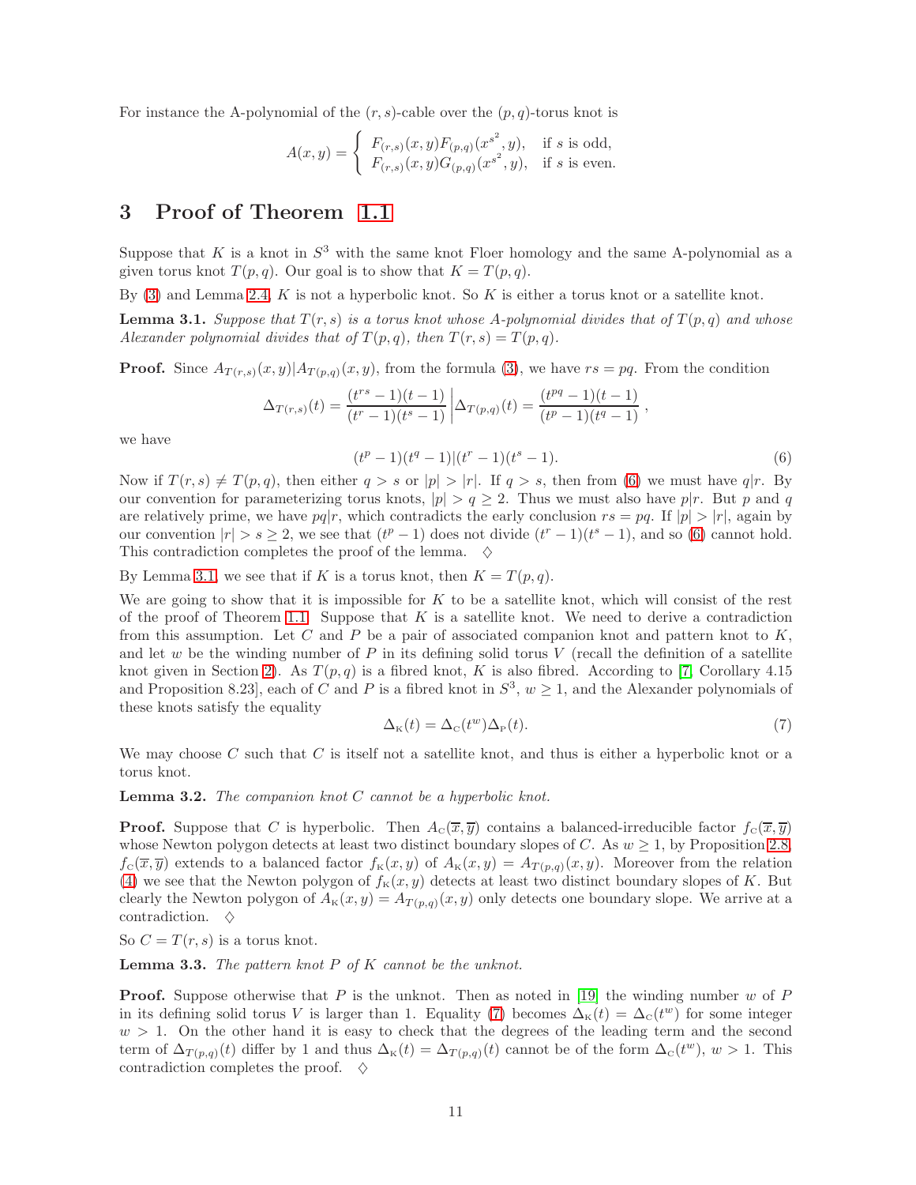For instance the A-polynomial of the $(r,s)$-cable over the $(p,q)$-torus knot is

$$A(x,y) = \begin{cases} F_{(r,s)}(x,y)F_{(p,q)}(x^{s^2},y), & \text{if } s \text{ is odd,} \\ F_{(r,s)}(x,y)G_{(p,q)}(x^{s^2},y), & \text{if } s \text{ is even.} \end{cases}$$

# 3 Proof of Theorem 1.1

Suppose that $K$ is a knot in $S^3$ with the same knot Floer homology and the same A-polynomial as a given torus knot $T(p,q)$. Our goal is to show that $K = T(p,q)$.

By (3) and Lemma 2.4, $K$ is not a hyperbolic knot. So $K$ is either a torus knot or a satellite knot.

**Lemma 3.1.** *Suppose that $T(r,s)$ is a torus knot whose A-polynomial divides that of $T(p,q)$ and whose Alexander polynomial divides that of $T(p,q)$, then $T(r,s) = T(p,q)$.*

**Proof.** Since $A_{T(r,s)}(x,y)|A_{T(p,q)}(x,y)$, from the formula (3), we have $rs = pq$. From the condition

$$\Delta_{T(r,s)}(t) = \frac{(t^{rs}-1)(t-1)}{(t^r-1)(t^s-1)} \Big| \Delta_{T(p,q)}(t) = \frac{(t^{pq}-1)(t-1)}{(t^p-1)(t^q-1)},$$

we have

$$(t^p-1)(t^q-1)|(t^r-1)(t^s-1). \tag{6}$$

Now if $T(r,s) \neq T(p,q)$, then either $q > s$ or $|p| > |r|$. If $q > s$, then from (6) we must have $q|r$. By our convention for parameterizing torus knots, $|p| > q \geq 2$. Thus we must also have $p|r$. But $p$ and $q$ are relatively prime, we have $pq|r$, which contradicts the early conclusion $rs = pq$. If $|p| > |r|$, again by our convention $|r| > s \geq 2$, we see that $(t^p-1)$ does not divide $(t^r-1)(t^s-1)$, and so (6) cannot hold. This contradiction completes the proof of the lemma. $\diamondsuit$

By Lemma 3.1, we see that if $K$ is a torus knot, then $K = T(p,q)$.

We are going to show that it is impossible for $K$ to be a satellite knot, which will consist of the rest of the proof of Theorem 1.1. Suppose that $K$ is a satellite knot. We need to derive a contradiction from this assumption. Let $C$ and $P$ be a pair of associated companion knot and pattern knot to $K$, and let $w$ be the winding number of $P$ in its defining solid torus $V$ (recall the definition of a satellite knot given in Section 2). As $T(p,q)$ is a fibred knot, $K$ is also fibred. According to [7, Corollary 4.15 and Proposition 8.23], each of $C$ and $P$ is a fibred knot in $S^3$, $w \geq 1$, and the Alexander polynomials of these knots satisfy the equality

$$\Delta_{\rm K}(t) = \Delta_{\rm C}(t^w)\Delta_{\rm P}(t). \tag{7}$$

We may choose $C$ such that $C$ is itself not a satellite knot, and thus is either a hyperbolic knot or a torus knot.

**Lemma 3.2.** *The companion knot $C$ cannot be a hyperbolic knot.*

**Proof.** Suppose that $C$ is hyperbolic. Then $A_{\rm C}(\overline{x},\overline{y})$ contains a balanced-irreducible factor $f_{\rm C}(\overline{x},\overline{y})$ whose Newton polygon detects at least two distinct boundary slopes of $C$. As $w \geq 1$, by Proposition 2.8, $f_{\rm C}(\overline{x},\overline{y})$ extends to a balanced factor $f_{\rm K}(x,y)$ of $A_{\rm K}(x,y) = A_{T(p,q)}(x,y)$. Moreover from the relation (4) we see that the Newton polygon of $f_{\rm K}(x,y)$ detects at least two distinct boundary slopes of $K$. But clearly the Newton polygon of $A_{\rm K}(x,y) = A_{T(p,q)}(x,y)$ only detects one boundary slope. We arrive at a contradiction. $\diamondsuit$

So $C = T(r,s)$ is a torus knot.

**Lemma 3.3.** *The pattern knot $P$ of $K$ cannot be the unknot.*

**Proof.** Suppose otherwise that $P$ is the unknot. Then as noted in [19] the winding number $w$ of $P$ in its defining solid torus $V$ is larger than 1. Equality (7) becomes $\Delta_{\rm K}(t) = \Delta_{\rm C}(t^w)$ for some integer $w > 1$. On the other hand it is easy to check that the degrees of the leading term and the second term of $\Delta_{T(p,q)}(t)$ differ by 1 and thus $\Delta_{\rm K}(t) = \Delta_{T(p,q)}(t)$ cannot be of the form $\Delta_{\rm C}(t^w)$, $w > 1$. This contradiction completes the proof. $\diamondsuit$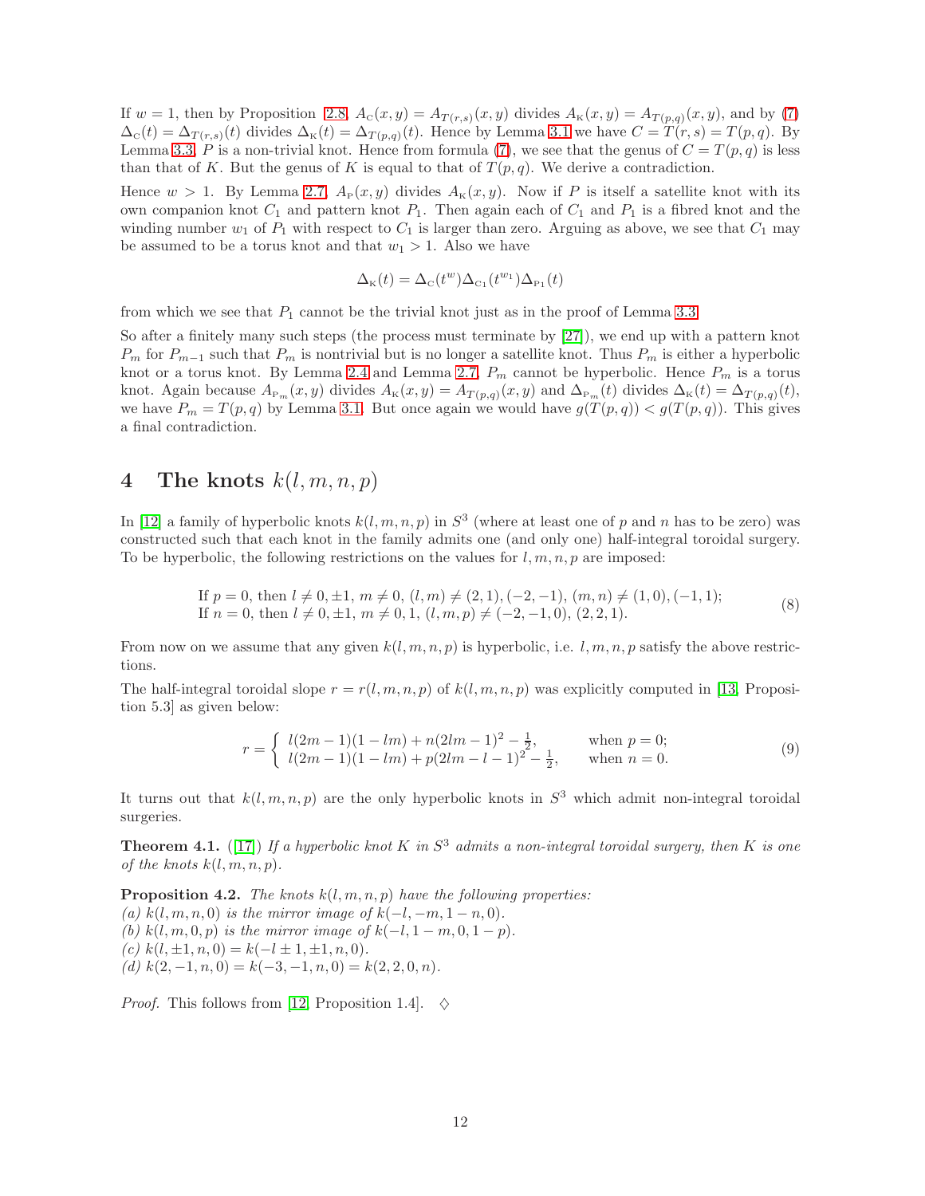If $w = 1$, then by Proposition 2.8, $A_{C}(x,y) = A_{T(r,s)}(x,y)$ divides $A_{K}(x,y) = A_{T(p,q)}(x,y)$, and by (7) $\Delta_{C}(t) = \Delta_{T(r,s)}(t)$ divides $\Delta_{K}(t) = \Delta_{T(p,q)}(t)$. Hence by Lemma 3.1 we have $C = T(r,s) = T(p,q)$. By Lemma 3.3, $P$ is a non-trivial knot. Hence from formula (7), we see that the genus of $C = T(p,q)$ is less than that of $K$. But the genus of $K$ is equal to that of $T(p,q)$. We derive a contradiction.

Hence $w > 1$. By Lemma 2.7, $A_{P}(x,y)$ divides $A_{K}(x,y)$. Now if $P$ is itself a satellite knot with its own companion knot $C_1$ and pattern knot $P_1$. Then again each of $C_1$ and $P_1$ is a fibred knot and the winding number $w_1$ of $P_1$ with respect to $C_1$ is larger than zero. Arguing as above, we see that $C_1$ may be assumed to be a torus knot and that $w_1 > 1$. Also we have

$$\Delta_{K}(t) = \Delta_{C}(t^w)\Delta_{C_1}(t^{w_1})\Delta_{P_1}(t)$$

from which we see that $P_1$ cannot be the trivial knot just as in the proof of Lemma 3.3.

So after a finitely many such steps (the process must terminate by [27]), we end up with a pattern knot $P_m$ for $P_{m-1}$ such that $P_m$ is nontrivial but is no longer a satellite knot. Thus $P_m$ is either a hyperbolic knot or a torus knot. By Lemma 2.4 and Lemma 2.7, $P_m$ cannot be hyperbolic. Hence $P_m$ is a torus knot. Again because $A_{P_m}(x,y)$ divides $A_{K}(x,y) = A_{T(p,q)}(x,y)$ and $\Delta_{P_m}(t)$ divides $\Delta_{K}(t) = \Delta_{T(p,q)}(t)$, we have $P_m = T(p,q)$ by Lemma 3.1. But once again we would have $g(T(p,q)) < g(T(p,q))$. This gives a final contradiction.

# 4 The knots $k(l,m,n,p)$

In [12] a family of hyperbolic knots $k(l,m,n,p)$ in $S^3$ (where at least one of $p$ and $n$ has to be zero) was constructed such that each knot in the family admits one (and only one) half-integral toroidal surgery. To be hyperbolic, the following restrictions on the values for $l,m,n,p$ are imposed:

$$\begin{array}{l} \text{If } p=0, \text{ then } l \neq 0, \pm 1,\ m \neq 0,\ (l,m) \neq (2,1), (-2,-1),\ (m,n) \neq (1,0), (-1,1); \\ \text{If } n=0, \text{ then } l \neq 0, \pm 1,\ m \neq 0, 1,\ (l,m,p) \neq (-2,-1,0),\ (2,2,1). \end{array} \tag{8}$$

From now on we assume that any given $k(l,m,n,p)$ is hyperbolic, i.e. $l,m,n,p$ satisfy the above restrictions.

The half-integral toroidal slope $r = r(l,m,n,p)$ of $k(l,m,n,p)$ was explicitly computed in [13, Proposition 5.3] as given below:

$$r = \begin{cases} l(2m-1)(1-lm) + n(2lm-1)^2 - \frac{1}{2}, & \text{when } p=0; \\ l(2m-1)(1-lm) + p(2lm-l-1)^2 - \frac{1}{2}, & \text{when } n=0. \end{cases} \tag{9}$$

It turns out that $k(l,m,n,p)$ are the only hyperbolic knots in $S^3$ which admit non-integral toroidal surgeries.

**Theorem 4.1.** ([17]) *If a hyperbolic knot $K$ in $S^3$ admits a non-integral toroidal surgery, then $K$ is one of the knots $k(l,m,n,p)$.*

**Proposition 4.2.** *The knots $k(l,m,n,p)$ have the following properties:*
*(a) $k(l,m,n,0)$ is the mirror image of $k(-l,-m,1-n,0)$.*
*(b) $k(l,m,0,p)$ is the mirror image of $k(-l,1-m,0,1-p)$.*
*(c) $k(l,\pm 1,n,0) = k(-l \pm 1, \pm 1, n, 0)$.*
*(d) $k(2,-1,n,0) = k(-3,-1,n,0) = k(2,2,0,n)$.*

*Proof.* This follows from [12, Proposition 1.4]. ◇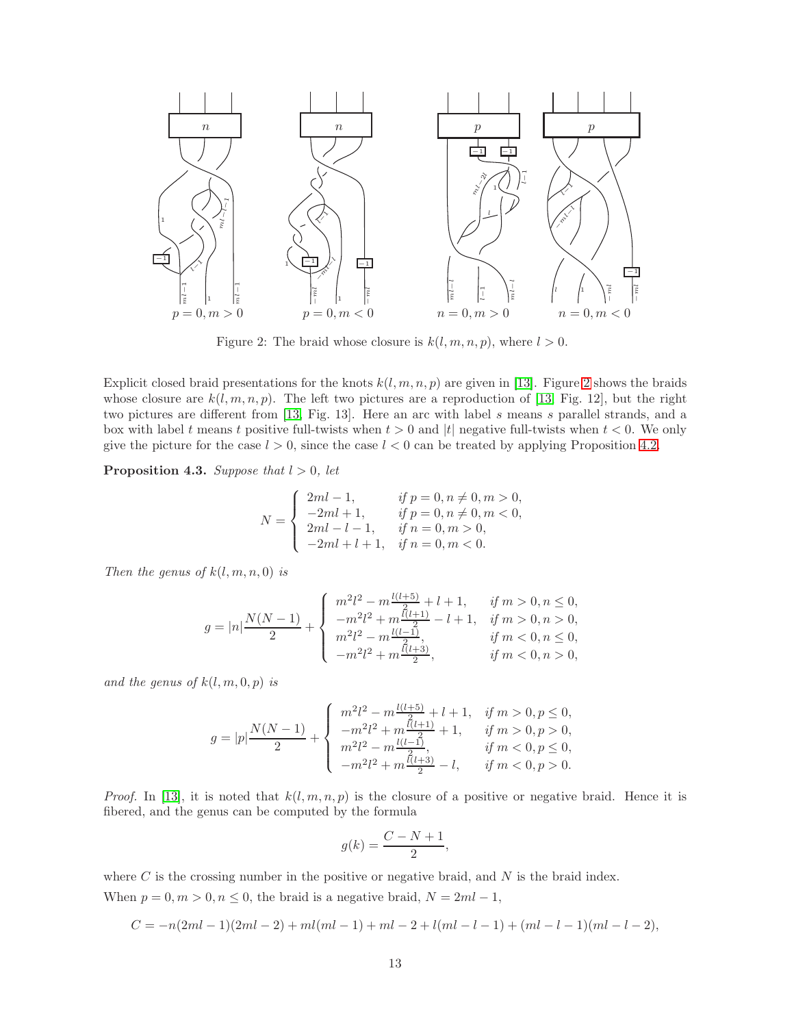$p = 0, m > 0$ $p = 0, m < 0$ $n = 0, m > 0$ $n = 0, m < 0$

Figure 2: The braid whose closure is $k(l, m, n, p)$, where $l > 0$.

Explicit closed braid presentations for the knots $k(l, m, n, p)$ are given in [13]. Figure 2 shows the braids whose closure are $k(l, m, n, p)$. The left two pictures are a reproduction of [13, Fig. 12], but the right two pictures are different from [13, Fig. 13]. Here an arc with label $s$ means $s$ parallel strands, and a box with label $t$ means $t$ positive full-twists when $t > 0$ and $|t|$ negative full-twists when $t < 0$. We only give the picture for the case $l > 0$, since the case $l < 0$ can be treated by applying Proposition 4.2.

**Proposition 4.3.** *Suppose that $l > 0$, let*

$$N = \begin{cases} 2ml - 1, & \text{if } p = 0, n \neq 0, m > 0, \\ -2ml + 1, & \text{if } p = 0, n \neq 0, m < 0, \\ 2ml - l - 1, & \text{if } n = 0, m > 0, \\ -2ml + l + 1, & \text{if } n = 0, m < 0. \end{cases}$$

*Then the genus of $k(l, m, n, 0)$ is*

$$g = |n|\frac{N(N-1)}{2} + \begin{cases} m^2l^2 - m\frac{l(l+5)}{2} + l + 1, & \text{if } m > 0, n \leq 0, \\ -m^2l^2 + m\frac{l(l+1)}{2} - l + 1, & \text{if } m > 0, n > 0, \\ m^2l^2 - m\frac{l(l-1)}{2}, & \text{if } m < 0, n \leq 0, \\ -m^2l^2 + m\frac{l(l+3)}{2}, & \text{if } m < 0, n > 0, \end{cases}$$

*and the genus of $k(l, m, 0, p)$ is*

$$g = |p|\frac{N(N-1)}{2} + \begin{cases} m^2l^2 - m\frac{l(l+5)}{2} + l + 1, & \text{if } m > 0, p \leq 0, \\ -m^2l^2 + m\frac{l(l+1)}{2} + 1, & \text{if } m > 0, p > 0, \\ m^2l^2 - m\frac{l(l-1)}{2}, & \text{if } m < 0, p \leq 0, \\ -m^2l^2 + m\frac{l(l+3)}{2} - l, & \text{if } m < 0, p > 0. \end{cases}$$

*Proof.* In [13], it is noted that $k(l, m, n, p)$ is the closure of a positive or negative braid. Hence it is fibered, and the genus can be computed by the formula

$$g(k) = \frac{C - N + 1}{2},$$

where $C$ is the crossing number in the positive or negative braid, and $N$ is the braid index.

When $p = 0, m > 0, n \leq 0$, the braid is a negative braid, $N = 2ml - 1$,

$$C = -n(2ml-1)(2ml-2) + ml(ml-1) + ml - 2 + l(ml - l - 1) + (ml - l - 1)(ml - l - 2),$$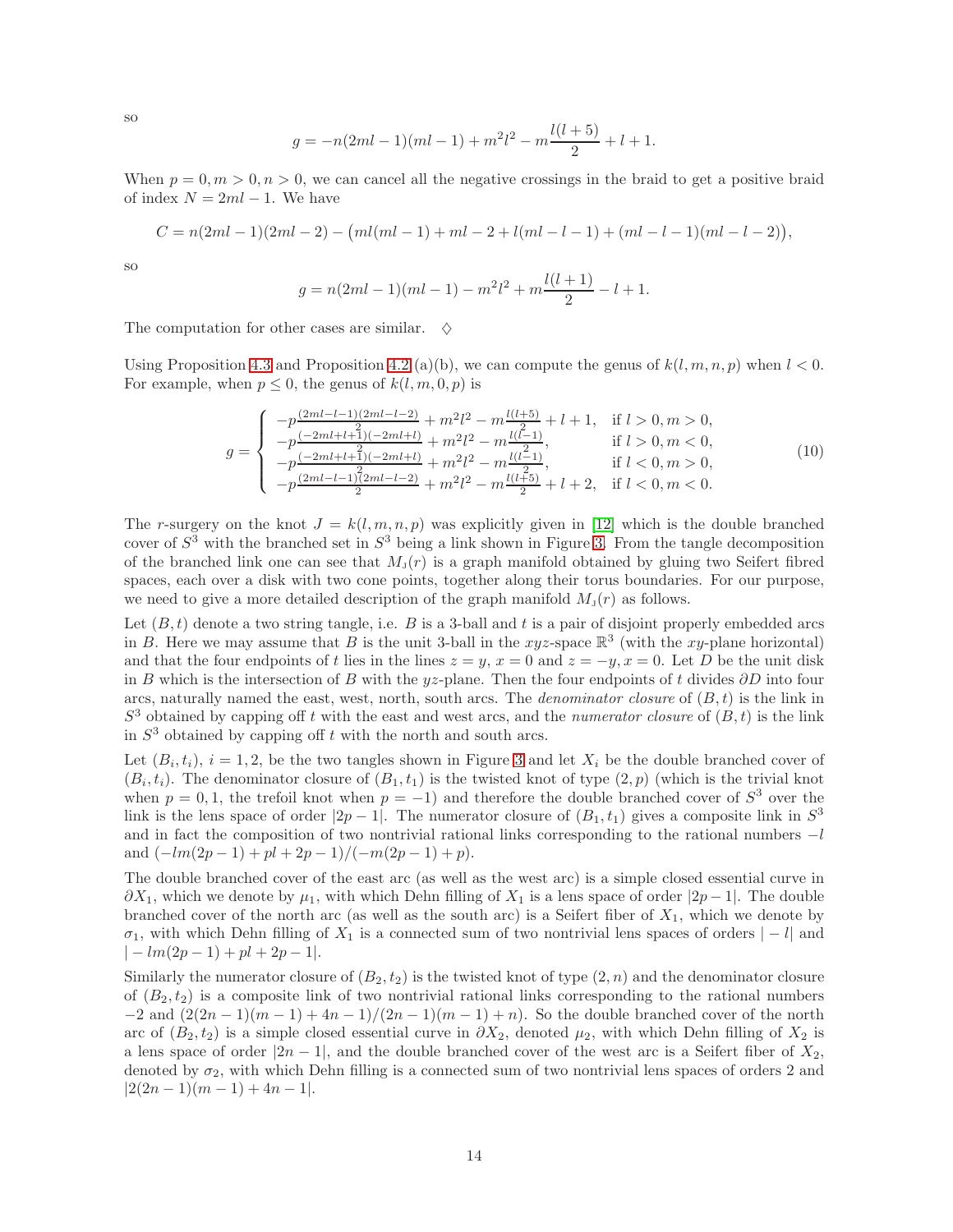so

$$g = -n(2ml-1)(ml-1) + m^2l^2 - m\frac{l(l+5)}{2} + l + 1.$$

When $p = 0, m > 0, n > 0$, we can cancel all the negative crossings in the braid to get a positive braid of index $N = 2ml - 1$. We have

$$C = n(2ml-1)(2ml-2) - \big(ml(ml-1) + ml - 2 + l(ml-l-1) + (ml-l-1)(ml-l-2)\big),$$

so

$$g = n(2ml-1)(ml-1) - m^2l^2 + m\frac{l(l+1)}{2} - l + 1.$$

The computation for other cases are similar. $\diamondsuit$

Using Proposition 4.3 and Proposition 4.2 (a)(b), we can compute the genus of $k(l,m,n,p)$ when $l < 0$. For example, when $p \leq 0$, the genus of $k(l,m,0,p)$ is

$$g = \begin{cases} -p\frac{(2ml-l-1)(2ml-l-2)}{2} + m^2l^2 - m\frac{l(l+5)}{2} + l + 1, & \text{if } l > 0, m > 0, \\ -p\frac{(-2ml+l+1)(-2ml+l)}{2} + m^2l^2 - m\frac{l(l-1)}{2}, & \text{if } l > 0, m < 0, \\ -p\frac{(-2ml+l+1)(-2ml+l)}{2} + m^2l^2 - m\frac{l(l-1)}{2}, & \text{if } l < 0, m > 0, \\ -p\frac{(2ml-l-1)(2ml-l-2)}{2} + m^2l^2 - m\frac{l(l+5)}{2} + l + 2, & \text{if } l < 0, m < 0. \end{cases} \tag{10}$$

The $r$-surgery on the knot $J = k(l,m,n,p)$ was explicitly given in [12] which is the double branched cover of $S^3$ with the branched set in $S^3$ being a link shown in Figure 3. From the tangle decomposition of the branched link one can see that $M_J(r)$ is a graph manifold obtained by gluing two Seifert fibred spaces, each over a disk with two cone points, together along their torus boundaries. For our purpose, we need to give a more detailed description of the graph manifold $M_J(r)$ as follows.

Let $(B,t)$ denote a two string tangle, i.e. $B$ is a 3-ball and $t$ is a pair of disjoint properly embedded arcs in $B$. Here we may assume that $B$ is the unit 3-ball in the $xyz$-space $\mathbb{R}^3$ (with the $xy$-plane horizontal) and that the four endpoints of $t$ lies in the lines $z = y$, $x = 0$ and $z = -y, x = 0$. Let $D$ be the unit disk in $B$ which is the intersection of $B$ with the $yz$-plane. Then the four endpoints of $t$ divides $\partial D$ into four arcs, naturally named the east, west, north, south arcs. The *denominator closure* of $(B,t)$ is the link in $S^3$ obtained by capping off $t$ with the east and west arcs, and the *numerator closure* of $(B,t)$ is the link in $S^3$ obtained by capping off $t$ with the north and south arcs.

Let $(B_i,t_i)$, $i = 1,2$, be the two tangles shown in Figure 3 and let $X_i$ be the double branched cover of $(B_i,t_i)$. The denominator closure of $(B_1,t_1)$ is the twisted knot of type $(2,p)$ (which is the trivial knot when $p = 0,1$, the trefoil knot when $p = -1$) and therefore the double branched cover of $S^3$ over the link is the lens space of order $|2p-1|$. The numerator closure of $(B_1,t_1)$ gives a composite link in $S^3$ and in fact the composition of two nontrivial rational links corresponding to the rational numbers $-l$ and $(-lm(2p-1) + pl + 2p - 1)/(-m(2p-1) + p)$.

The double branched cover of the east arc (as well as the west arc) is a simple closed essential curve in $\partial X_1$, which we denote by $\mu_1$, with which Dehn filling of $X_1$ is a lens space of order $|2p-1|$. The double branched cover of the north arc (as well as the south arc) is a Seifert fiber of $X_1$, which we denote by $\sigma_1$, with which Dehn filling of $X_1$ is a connected sum of two nontrivial lens spaces of orders $|-l|$ and $|-lm(2p-1) + pl + 2p - 1|$.

Similarly the numerator closure of $(B_2,t_2)$ is the twisted knot of type $(2,n)$ and the denominator closure of $(B_2,t_2)$ is a composite link of two nontrivial rational links corresponding to the rational numbers $-2$ and $(2(2n-1)(m-1) + 4n - 1)/(2n-1)(m-1) + n)$. So the double branched cover of the north arc of $(B_2,t_2)$ is a simple closed essential curve in $\partial X_2$, denoted $\mu_2$, with which Dehn filling of $X_2$ is a lens space of order $|2n-1|$, and the double branched cover of the west arc is a Seifert fiber of $X_2$, denoted by $\sigma_2$, with which Dehn filling is a connected sum of two nontrivial lens spaces of orders 2 and $|2(2n-1)(m-1) + 4n - 1|$.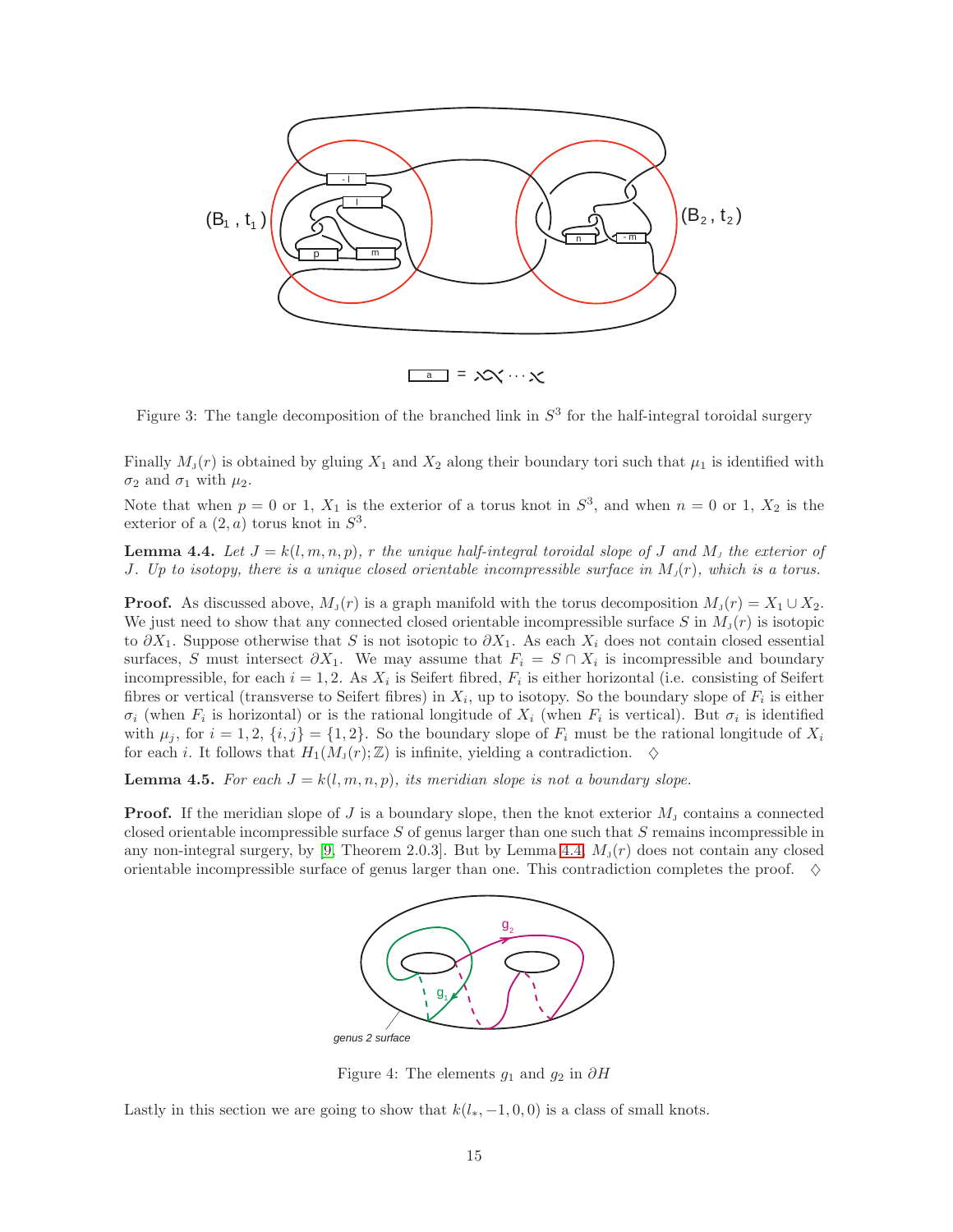Figure 3: The tangle decomposition of the branched link in $S^3$ for the half-integral toroidal surgery

Finally $M_J(r)$ is obtained by gluing $X_1$ and $X_2$ along their boundary tori such that $\mu_1$ is identified with $\sigma_2$ and $\sigma_1$ with $\mu_2$.

Note that when $p = 0$ or $1$, $X_1$ is the exterior of a torus knot in $S^3$, and when $n = 0$ or $1$, $X_2$ is the exterior of a $(2, a)$ torus knot in $S^3$.

**Lemma 4.4.** *Let $J = k(l, m, n, p)$, $r$ the unique half-integral toroidal slope of $J$ and $M_J$ the exterior of $J$. Up to isotopy, there is a unique closed orientable incompressible surface in $M_J(r)$, which is a torus.*

**Proof.** As discussed above, $M_J(r)$ is a graph manifold with the torus decomposition $M_J(r) = X_1 \cup X_2$. We just need to show that any connected closed orientable incompressible surface $S$ in $M_J(r)$ is isotopic to $\partial X_1$. Suppose otherwise that $S$ is not isotopic to $\partial X_1$. As each $X_i$ does not contain closed essential surfaces, $S$ must intersect $\partial X_1$. We may assume that $F_i = S \cap X_i$ is incompressible and boundary incompressible, for each $i = 1, 2$. As $X_i$ is Seifert fibred, $F_i$ is either horizontal (i.e. consisting of Seifert fibres or vertical (transverse to Seifert fibres) in $X_i$, up to isotopy. So the boundary slope of $F_i$ is either $\sigma_i$ (when $F_i$ is horizontal) or is the rational longitude of $X_i$ (when $F_i$ is vertical). But $\sigma_i$ is identified with $\mu_j$, for $i = 1, 2$, $\{i, j\} = \{1, 2\}$. So the boundary slope of $F_i$ must be the rational longitude of $X_i$ for each $i$. It follows that $H_1(M_J(r); \mathbb{Z})$ is infinite, yielding a contradiction. $\diamondsuit$

**Lemma 4.5.** *For each $J = k(l, m, n, p)$, its meridian slope is not a boundary slope.*

**Proof.** If the meridian slope of $J$ is a boundary slope, then the knot exterior $M_J$ contains a connected closed orientable incompressible surface $S$ of genus larger than one such that $S$ remains incompressible in any non-integral surgery, by [9, Theorem 2.0.3]. But by Lemma 4.4, $M_J(r)$ does not contain any closed orientable incompressible surface of genus larger than one. This contradiction completes the proof. $\diamondsuit$

Figure 4: The elements $g_1$ and $g_2$ in $\partial H$

Lastly in this section we are going to show that $k(l_*, -1, 0, 0)$ is a class of small knots.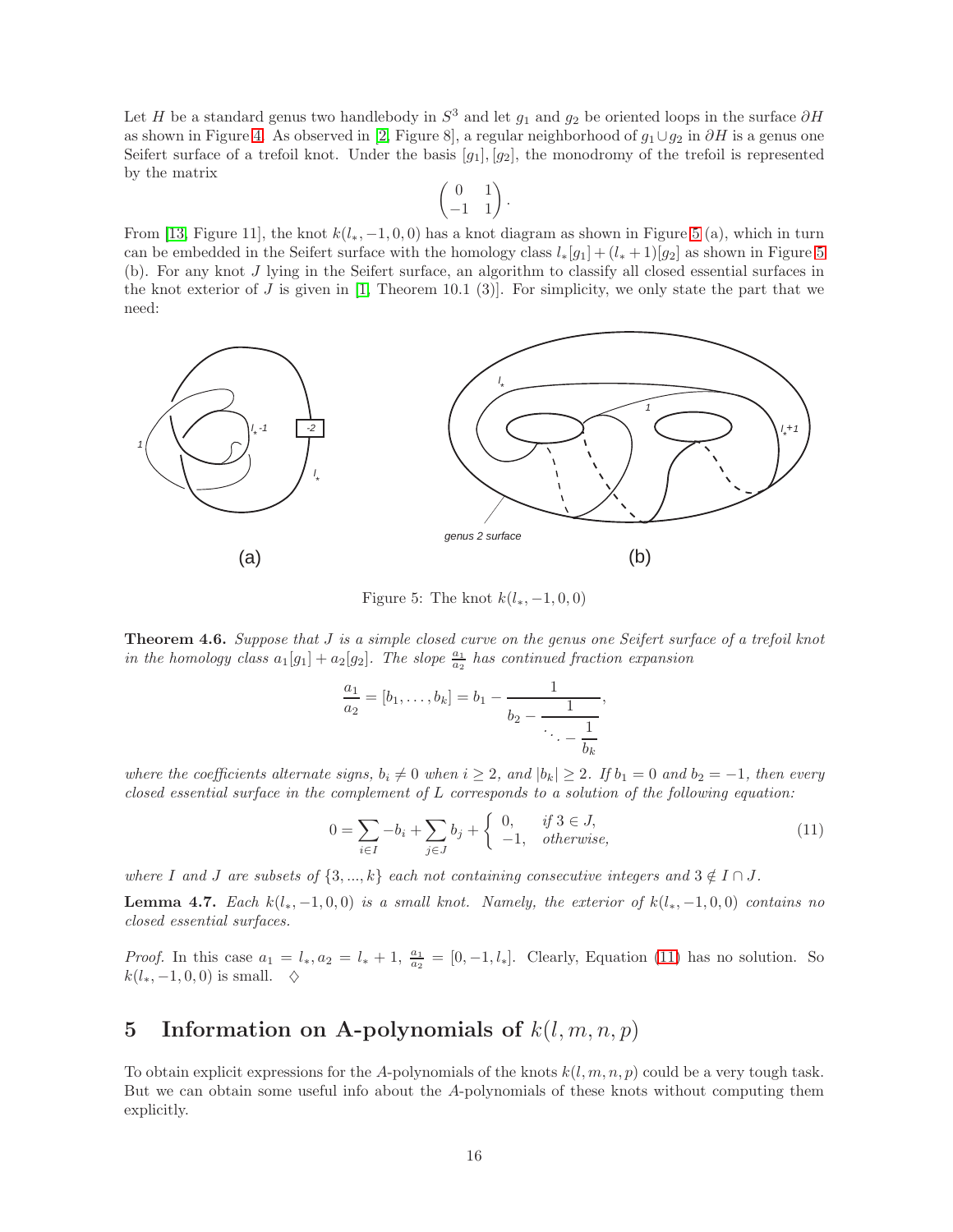Let $H$ be a standard genus two handlebody in $S^3$ and let $g_1$ and $g_2$ be oriented loops in the surface $\partial H$ as shown in Figure 4. As observed in [2, Figure 8], a regular neighborhood of $g_1 \cup g_2$ in $\partial H$ is a genus one Seifert surface of a trefoil knot. Under the basis $[g_1], [g_2]$, the monodromy of the trefoil is represented by the matrix

$$\begin{pmatrix} 0 & 1 \\ -1 & 1 \end{pmatrix}.$$

From [13, Figure 11], the knot $k(l_*, -1, 0, 0)$ has a knot diagram as shown in Figure 5 (a), which in turn can be embedded in the Seifert surface with the homology class $l_*[g_1] + (l_* + 1)[g_2]$ as shown in Figure 5 (b). For any knot $J$ lying in the Seifert surface, an algorithm to classify all closed essential surfaces in the knot exterior of $J$ is given in [1, Theorem 10.1 (3)]. For simplicity, we only state the part that we need:

Figure 5: The knot $k(l_*, -1, 0, 0)$

**Theorem 4.6.** *Suppose that $J$ is a simple closed curve on the genus one Seifert surface of a trefoil knot in the homology class $a_1[g_1] + a_2[g_2]$. The slope $\frac{a_1}{a_2}$ has continued fraction expansion*

$$\frac{a_1}{a_2} = [b_1, \ldots, b_k] = b_1 - \cfrac{1}{b_2 - \cfrac{1}{\ddots - \cfrac{1}{b_k}}},$$

*where the coefficients alternate signs, $b_i \neq 0$ when $i \geq 2$, and $|b_k| \geq 2$. If $b_1 = 0$ and $b_2 = -1$, then every closed essential surface in the complement of $L$ corresponds to a solution of the following equation:*

$$0 = \sum_{i \in I} -b_i + \sum_{j \in J} b_j + \begin{cases} 0, & \textit{if } 3 \in J, \\ -1, & \textit{otherwise,} \end{cases} \tag{11}$$

*where $I$ and $J$ are subsets of $\{3, ..., k\}$ each not containing consecutive integers and $3 \notin I \cap J$.*

**Lemma 4.7.** *Each $k(l_*, -1, 0, 0)$ is a small knot. Namely, the exterior of $k(l_*, -1, 0, 0)$ contains no closed essential surfaces.*

*Proof.* In this case $a_1 = l_*, a_2 = l_* + 1$, $\frac{a_1}{a_2} = [0, -1, l_*]$. Clearly, Equation (11) has no solution. So $k(l_*, -1, 0, 0)$ is small. $\diamond$

# 5 Information on A-polynomials of $k(l, m, n, p)$

To obtain explicit expressions for the $A$-polynomials of the knots $k(l, m, n, p)$ could be a very tough task. But we can obtain some useful info about the $A$-polynomials of these knots without computing them explicitly.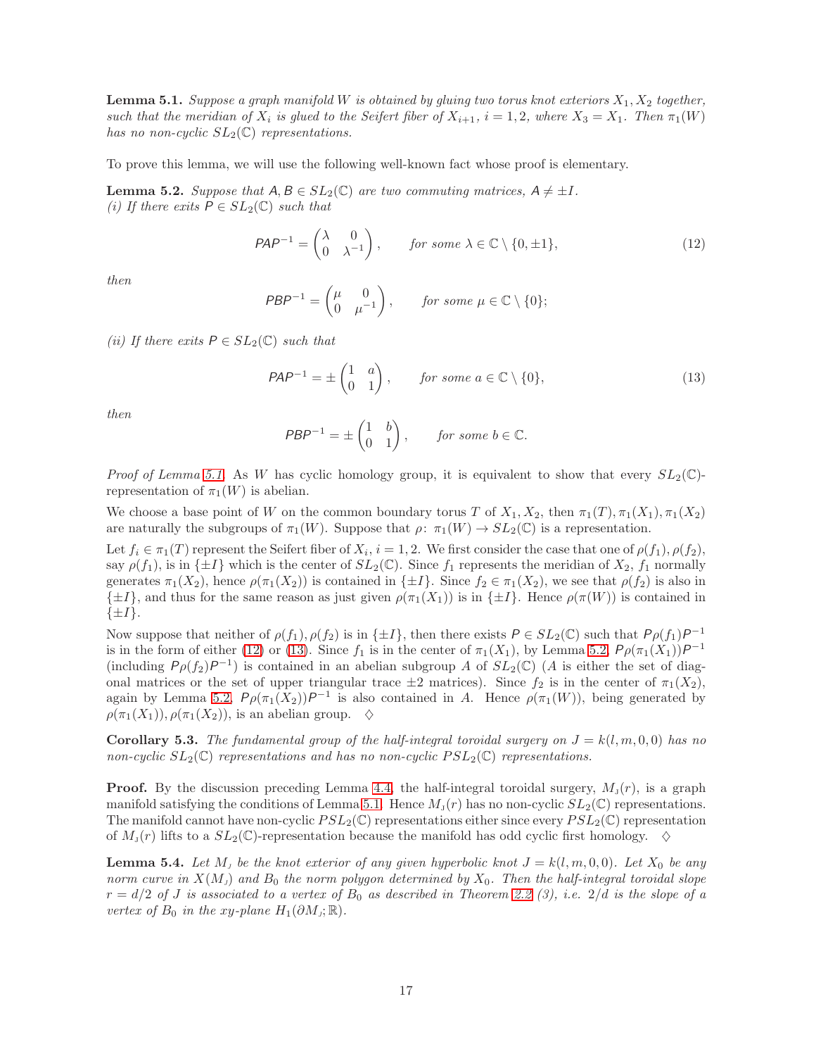**Lemma 5.1.** *Suppose a graph manifold $W$ is obtained by gluing two torus knot exteriors $X_1, X_2$ together, such that the meridian of $X_i$ is glued to the Seifert fiber of $X_{i+1}$, $i = 1, 2$, where $X_3 = X_1$. Then $\pi_1(W)$ has no non-cyclic $SL_2(\mathbb{C})$ representations.*

To prove this lemma, we will use the following well-known fact whose proof is elementary.

**Lemma 5.2.** *Suppose that $A, B \in SL_2(\mathbb{C})$ are two commuting matrices, $A \neq \pm I$.*
*(i) If there exits $P \in SL_2(\mathbb{C})$ such that*

$$PAP^{-1} = \begin{pmatrix} \lambda & 0 \\ 0 & \lambda^{-1} \end{pmatrix}, \qquad \text{for some } \lambda \in \mathbb{C} \setminus \{0, \pm 1\}, \tag{12}$$

*then*

$$PBP^{-1} = \begin{pmatrix} \mu & 0 \\ 0 & \mu^{-1} \end{pmatrix}, \qquad \text{for some } \mu \in \mathbb{C} \setminus \{0\};$$

*(ii) If there exits $P \in SL_2(\mathbb{C})$ such that*

$$PAP^{-1} = \pm \begin{pmatrix} 1 & a \\ 0 & 1 \end{pmatrix}, \qquad \text{for some } a \in \mathbb{C} \setminus \{0\}, \tag{13}$$

*then*

$$PBP^{-1} = \pm \begin{pmatrix} 1 & b \\ 0 & 1 \end{pmatrix}, \qquad \text{for some } b \in \mathbb{C}.$$

*Proof of Lemma 5.1.* As $W$ has cyclic homology group, it is equivalent to show that every $SL_2(\mathbb{C})$-representation of $\pi_1(W)$ is abelian.

We choose a base point of $W$ on the common boundary torus $T$ of $X_1, X_2$, then $\pi_1(T), \pi_1(X_1), \pi_1(X_2)$ are naturally the subgroups of $\pi_1(W)$. Suppose that $\rho\colon \pi_1(W) \to SL_2(\mathbb{C})$ is a representation.

Let $f_i \in \pi_1(T)$ represent the Seifert fiber of $X_i$, $i = 1, 2$. We first consider the case that one of $\rho(f_1), \rho(f_2)$, say $\rho(f_1)$, is in $\{\pm I\}$ which is the center of $SL_2(\mathbb{C})$. Since $f_1$ represents the meridian of $X_2$, $f_1$ normally generates $\pi_1(X_2)$, hence $\rho(\pi_1(X_2))$ is contained in $\{\pm I\}$. Since $f_2 \in \pi_1(X_2)$, we see that $\rho(f_2)$ is also in $\{\pm I\}$, and thus for the same reason as just given $\rho(\pi_1(X_1))$ is in $\{\pm I\}$. Hence $\rho(\pi(W))$ is contained in $\{\pm I\}$.

Now suppose that neither of $\rho(f_1), \rho(f_2)$ is in $\{\pm I\}$, then there exists $P \in SL_2(\mathbb{C})$ such that $P\rho(f_1)P^{-1}$ is in the form of either (12) or (13). Since $f_1$ is in the center of $\pi_1(X_1)$, by Lemma 5.2, $P\rho(\pi_1(X_1))P^{-1}$ (including $P\rho(f_2)P^{-1}$) is contained in an abelian subgroup $A$ of $SL_2(\mathbb{C})$ ($A$ is either the set of diagonal matrices or the set of upper triangular trace $\pm 2$ matrices). Since $f_2$ is in the center of $\pi_1(X_2)$, again by Lemma 5.2, $P\rho(\pi_1(X_2))P^{-1}$ is also contained in $A$. Hence $\rho(\pi_1(W))$, being generated by $\rho(\pi_1(X_1)), \rho(\pi_1(X_2))$, is an abelian group. $\diamondsuit$

**Corollary 5.3.** *The fundamental group of the half-integral toroidal surgery on $J = k(l, m, 0, 0)$ has no non-cyclic $SL_2(\mathbb{C})$ representations and has no non-cyclic $PSL_2(\mathbb{C})$ representations.*

**Proof.** By the discussion preceding Lemma 4.4, the half-integral toroidal surgery, $M_J(r)$, is a graph manifold satisfying the conditions of Lemma 5.1. Hence $M_J(r)$ has no non-cyclic $SL_2(\mathbb{C})$ representations. The manifold cannot have non-cyclic $PSL_2(\mathbb{C})$ representations either since every $PSL_2(\mathbb{C})$ representation of $M_J(r)$ lifts to a $SL_2(\mathbb{C})$-representation because the manifold has odd cyclic first homology. $\diamondsuit$

**Lemma 5.4.** *Let $M_J$ be the knot exterior of any given hyperbolic knot $J = k(l, m, 0, 0)$. Let $X_0$ be any norm curve in $X(M_J)$ and $B_0$ the norm polygon determined by $X_0$. Then the half-integral toroidal slope $r = d/2$ of $J$ is associated to a vertex of $B_0$ as described in Theorem 2.2 (3), i.e. $2/d$ is the slope of a vertex of $B_0$ in the xy-plane $H_1(\partial M_J; \mathbb{R})$.*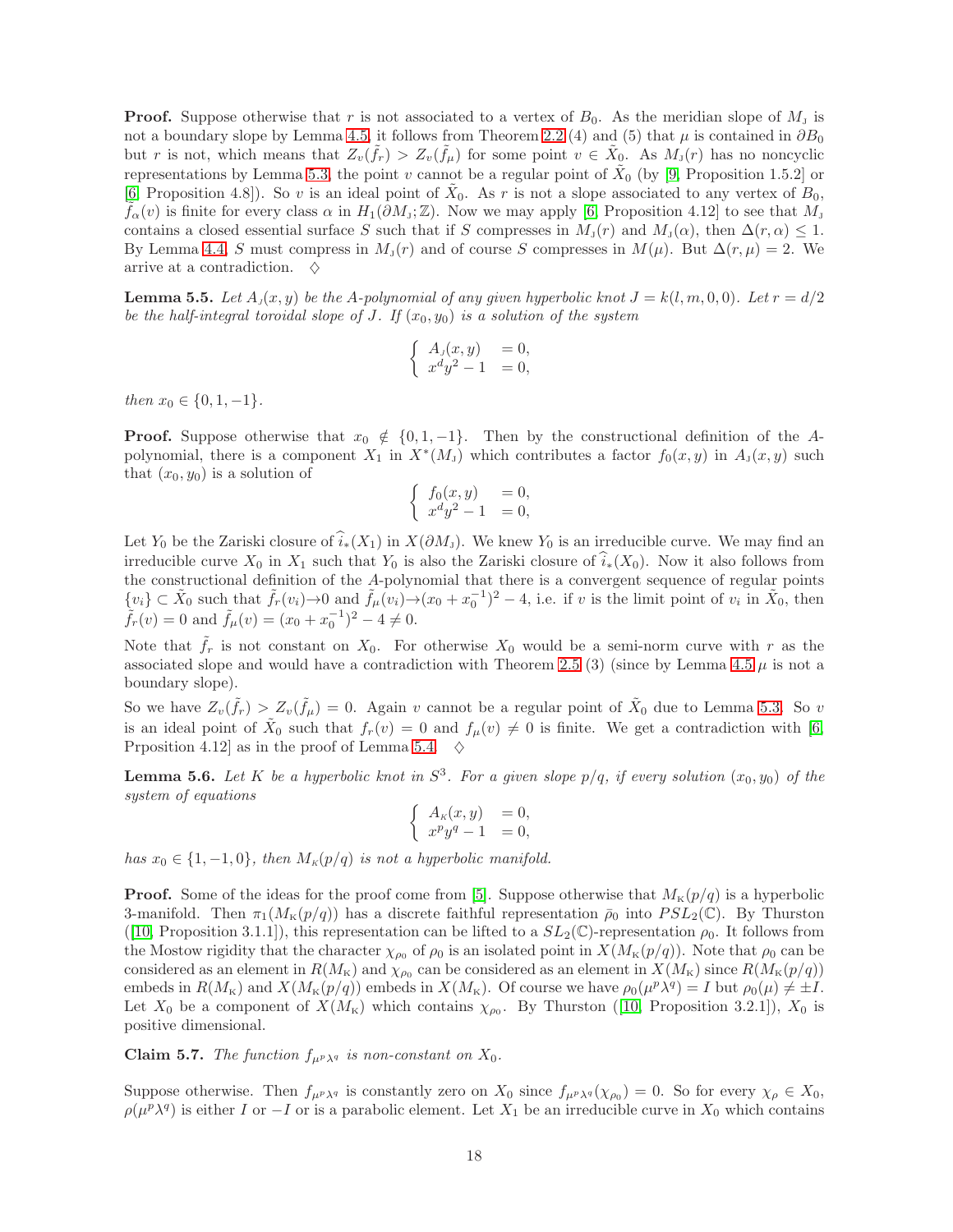**Proof.** Suppose otherwise that $r$ is not associated to a vertex of $B_0$. As the meridian slope of $M_J$ is not a boundary slope by Lemma 4.5, it follows from Theorem 2.2 (4) and (5) that $\mu$ is contained in $\partial B_0$ but $r$ is not, which means that $Z_v(\tilde{f}_r) > Z_v(\tilde{f}_\mu)$ for some point $v \in \tilde{X}_0$. As $M_J(r)$ has no noncyclic representations by Lemma 5.3, the point $v$ cannot be a regular point of $\tilde{X}_0$ (by [9, Proposition 1.5.2] or [6, Proposition 4.8]). So $v$ is an ideal point of $\tilde{X}_0$. As $r$ is not a slope associated to any vertex of $B_0$, $\tilde{f}_\alpha(v)$ is finite for every class $\alpha$ in $H_1(\partial M_J; \mathbb{Z})$. Now we may apply [6, Proposition 4.12] to see that $M_J$ contains a closed essential surface $S$ such that if $S$ compresses in $M_J(r)$ and $M_J(\alpha)$, then $\Delta(r, \alpha) \leq 1$. By Lemma 4.4, $S$ must compress in $M_J(r)$ and of course $S$ compresses in $M(\mu)$. But $\Delta(r, \mu) = 2$. We arrive at a contradiction. $\diamondsuit$

**Lemma 5.5.** *Let $A_J(x, y)$ be the A-polynomial of any given hyperbolic knot $J = k(l, m, 0, 0)$. Let $r = d/2$ be the half-integral toroidal slope of $J$. If $(x_0, y_0)$ is a solution of the system*

$$\begin{cases} A_J(x, y) &= 0, \\ x^d y^2 - 1 &= 0, \end{cases}$$

*then $x_0 \in \{0, 1, -1\}$.*

**Proof.** Suppose otherwise that $x_0 \notin \{0, 1, -1\}$. Then by the constructional definition of the A-polynomial, there is a component $X_1$ in $X^*(M_J)$ which contributes a factor $f_0(x, y)$ in $A_J(x, y)$ such that $(x_0, y_0)$ is a solution of

$$\begin{cases} f_0(x, y) &= 0, \\ x^d y^2 - 1 &= 0, \end{cases}$$

Let $Y_0$ be the Zariski closure of $\widehat{i}_*(X_1)$ in $X(\partial M_J)$. We knew $Y_0$ is an irreducible curve. We may find an irreducible curve $X_0$ in $X_1$ such that $Y_0$ is also the Zariski closure of $\widehat{i}_*(X_0)$. Now it also follows from the constructional definition of the A-polynomial that there is a convergent sequence of regular points $\{v_i\} \subset \tilde{X}_0$ such that $\tilde{f}_r(v_i) \to 0$ and $\tilde{f}_\mu(v_i) \to (x_0 + x_0^{-1})^2 - 4$, i.e. if $v$ is the limit point of $v_i$ in $\tilde{X}_0$, then $\tilde{f}_r(v) = 0$ and $\tilde{f}_\mu(v) = (x_0 + x_0^{-1})^2 - 4 \neq 0$.

Note that $\tilde{f}_r$ is not constant on $X_0$. For otherwise $X_0$ would be a semi-norm curve with $r$ as the associated slope and would have a contradiction with Theorem 2.5 (3) (since by Lemma 4.5 $\mu$ is not a boundary slope).

So we have $Z_v(\tilde{f}_r) > Z_v(\tilde{f}_\mu) = 0$. Again $v$ cannot be a regular point of $\tilde{X}_0$ due to Lemma 5.3. So $v$ is an ideal point of $\tilde{X}_0$ such that $f_r(v) = 0$ and $f_\mu(v) \neq 0$ is finite. We get a contradiction with [6, Prposition 4.12] as in the proof of Lemma 5.4. $\diamondsuit$

**Lemma 5.6.** *Let $K$ be a hyperbolic knot in $S^3$. For a given slope $p/q$, if every solution $(x_0, y_0)$ of the system of equations*

$$\begin{cases} A_K(x, y) &= 0, \\ x^p y^q - 1 &= 0, \end{cases}$$

*has $x_0 \in \{1, -1, 0\}$, then $M_K(p/q)$ is not a hyperbolic manifold.*

**Proof.** Some of the ideas for the proof come from [5]. Suppose otherwise that $M_K(p/q)$ is a hyperbolic 3-manifold. Then $\pi_1(M_K(p/q))$ has a discrete faithful representation $\bar{\rho}_0$ into $PSL_2(\mathbb{C})$. By Thurston ([10, Proposition 3.1.1]), this representation can be lifted to a $SL_2(\mathbb{C})$-representation $\rho_0$. It follows from the Mostow rigidity that the character $\chi_{\rho_0}$ of $\rho_0$ is an isolated point in $X(M_K(p/q))$. Note that $\rho_0$ can be considered as an element in $R(M_K)$ and $\chi_{\rho_0}$ can be considered as an element in $X(M_K)$ since $R(M_K(p/q))$ embeds in $R(M_K)$ and $X(M_K(p/q))$ embeds in $X(M_K)$. Of course we have $\rho_0(\mu^p \lambda^q) = I$ but $\rho_0(\mu) \neq \pm I$. Let $X_0$ be a component of $X(M_K)$ which contains $\chi_{\rho_0}$. By Thurston ([10, Proposition 3.2.1]), $X_0$ is positive dimensional.

**Claim 5.7.** *The function $f_{\mu^p \lambda^q}$ is non-constant on $X_0$.*

Suppose otherwise. Then $f_{\mu^p \lambda^q}$ is constantly zero on $X_0$ since $f_{\mu^p \lambda^q}(\chi_{\rho_0}) = 0$. So for every $\chi_\rho \in X_0$, $\rho(\mu^p \lambda^q)$ is either $I$ or $-I$ or is a parabolic element. Let $X_1$ be an irreducible curve in $X_0$ which contains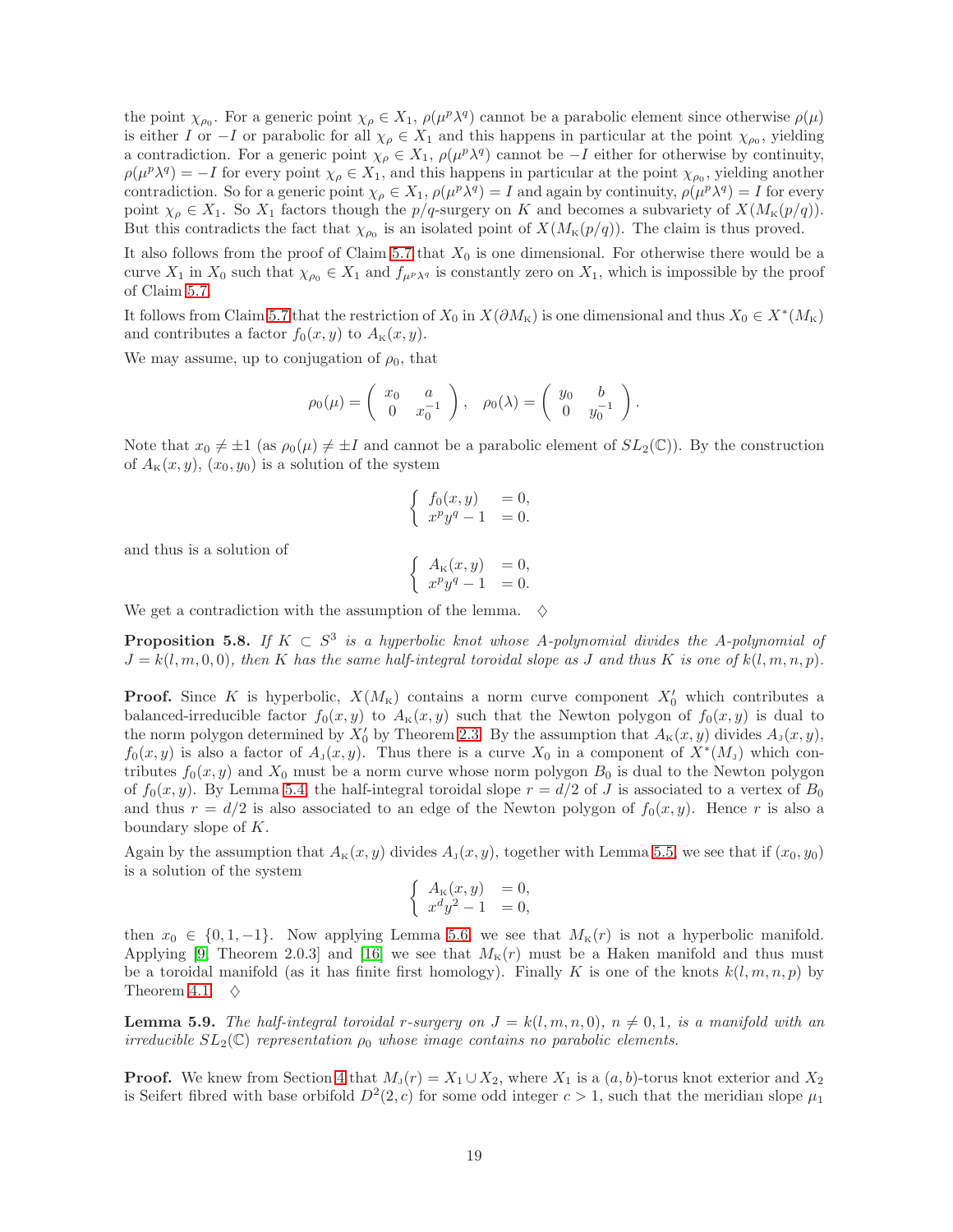the point $\chi_{\rho_0}$. For a generic point $\chi_\rho \in X_1$, $\rho(\mu^p\lambda^q)$ cannot be a parabolic element since otherwise $\rho(\mu)$ is either $I$ or $-I$ or parabolic for all $\chi_\rho \in X_1$ and this happens in particular at the point $\chi_{\rho_0}$, yielding a contradiction. For a generic point $\chi_\rho \in X_1$, $\rho(\mu^p\lambda^q)$ cannot be $-I$ either for otherwise by continuity, $\rho(\mu^p\lambda^q) = -I$ for every point $\chi_\rho \in X_1$, and this happens in particular at the point $\chi_{\rho_0}$, yielding another contradiction. So for a generic point $\chi_\rho \in X_1$, $\rho(\mu^p\lambda^q) = I$ and again by continuity, $\rho(\mu^p\lambda^q) = I$ for every point $\chi_\rho \in X_1$. So $X_1$ factors though the $p/q$-surgery on $K$ and becomes a subvariety of $X(M_K(p/q))$. But this contradicts the fact that $\chi_{\rho_0}$ is an isolated point of $X(M_K(p/q))$. The claim is thus proved.

It also follows from the proof of Claim 5.7 that $X_0$ is one dimensional. For otherwise there would be a curve $X_1$ in $X_0$ such that $\chi_{\rho_0} \in X_1$ and $f_{\mu^p\lambda^q}$ is constantly zero on $X_1$, which is impossible by the proof of Claim 5.7.

It follows from Claim 5.7 that the restriction of $X_0$ in $X(\partial M_K)$ is one dimensional and thus $X_0 \in X^*(M_K)$ and contributes a factor $f_0(x,y)$ to $A_K(x,y)$.

We may assume, up to conjugation of $\rho_0$, that

$$\rho_0(\mu) = \begin{pmatrix} x_0 & a \\ 0 & x_0^{-1} \end{pmatrix}, \quad \rho_0(\lambda) = \begin{pmatrix} y_0 & b \\ 0 & y_0^{-1} \end{pmatrix}.$$

Note that $x_0 \neq \pm 1$ (as $\rho_0(\mu) \neq \pm I$ and cannot be a parabolic element of $SL_2(\mathbb{C})$). By the construction of $A_K(x,y)$, $(x_0, y_0)$ is a solution of the system

$$\begin{cases} f_0(x,y) & = 0, \\ x^p y^q - 1 & = 0. \end{cases}$$

and thus is a solution of

$$\begin{cases} A_K(x,y) & = 0, \\ x^p y^q - 1 & = 0. \end{cases}$$

We get a contradiction with the assumption of the lemma. $\diamondsuit$

**Proposition 5.8.** *If $K \subset S^3$ is a hyperbolic knot whose A-polynomial divides the A-polynomial of $J = k(l,m,0,0)$, then $K$ has the same half-integral toroidal slope as $J$ and thus $K$ is one of $k(l,m,n,p)$.*

**Proof.** Since $K$ is hyperbolic, $X(M_K)$ contains a norm curve component $X_0'$ which contributes a balanced-irreducible factor $f_0(x,y)$ to $A_K(x,y)$ such that the Newton polygon of $f_0(x,y)$ is dual to the norm polygon determined by $X_0'$ by Theorem 2.3. By the assumption that $A_K(x,y)$ divides $A_J(x,y)$, $f_0(x,y)$ is also a factor of $A_J(x,y)$. Thus there is a curve $X_0$ in a component of $X^*(M_J)$ which contributes $f_0(x,y)$ and $X_0$ must be a norm curve whose norm polygon $B_0$ is dual to the Newton polygon of $f_0(x,y)$. By Lemma 5.4, the half-integral toroidal slope $r = d/2$ of $J$ is associated to a vertex of $B_0$ and thus $r = d/2$ is also associated to an edge of the Newton polygon of $f_0(x,y)$. Hence $r$ is also a boundary slope of $K$.

Again by the assumption that $A_K(x,y)$ divides $A_J(x,y)$, together with Lemma 5.5, we see that if $(x_0, y_0)$ is a solution of the system

$$\begin{cases} A_K(x,y) & = 0, \\ x^d y^2 - 1 & = 0, \end{cases}$$

then $x_0 \in \{0, 1, -1\}$. Now applying Lemma 5.6, we see that $M_K(r)$ is not a hyperbolic manifold. Applying [9, Theorem 2.0.3] and [16] we see that $M_K(r)$ must be a Haken manifold and thus must be a toroidal manifold (as it has finite first homology). Finally $K$ is one of the knots $k(l,m,n,p)$ by Theorem 4.1. $\diamondsuit$

**Lemma 5.9.** *The half-integral toroidal $r$-surgery on $J = k(l,m,n,0)$, $n \neq 0, 1$, is a manifold with an irreducible $SL_2(\mathbb{C})$ representation $\rho_0$ whose image contains no parabolic elements.*

**Proof.** We knew from Section 4 that $M_J(r) = X_1 \cup X_2$, where $X_1$ is a $(a,b)$-torus knot exterior and $X_2$ is Seifert fibred with base orbifold $D^2(2,c)$ for some odd integer $c > 1$, such that the meridian slope $\mu_1$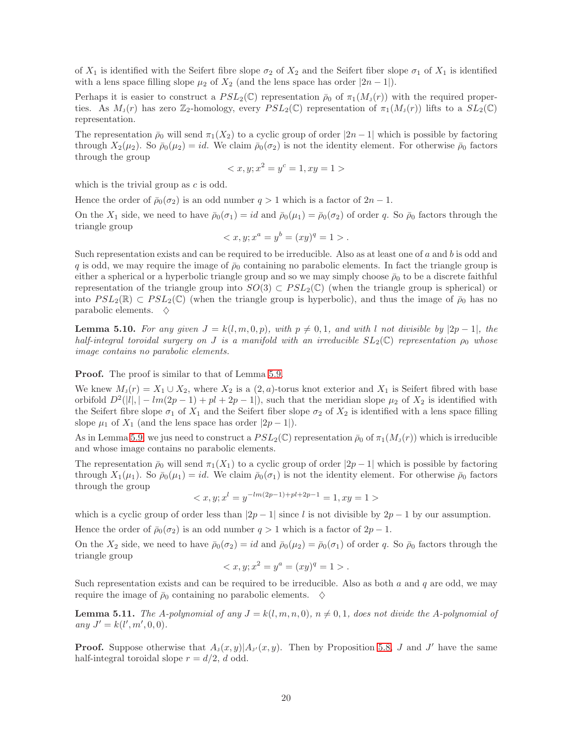of $X_1$ is identified with the Seifert fibre slope $\sigma_2$ of $X_2$ and the Seifert fiber slope $\sigma_1$ of $X_1$ is identified with a lens space filling slope $\mu_2$ of $X_2$ (and the lens space has order $|2n-1|$).

Perhaps it is easier to construct a $PSL_2(\mathbb{C})$ representation $\bar{\rho}_0$ of $\pi_1(M_J(r))$ with the required properties. As $M_J(r)$ has zero $\mathbb{Z}_2$-homology, every $PSL_2(\mathbb{C})$ representation of $\pi_1(M_J(r))$ lifts to a $SL_2(\mathbb{C})$ representation.

The representation $\bar{\rho}_0$ will send $\pi_1(X_2)$ to a cyclic group of order $|2n-1|$ which is possible by factoring through $X_2(\mu_2)$. So $\bar{\rho}_0(\mu_2) = id$. We claim $\bar{\rho}_0(\sigma_2)$ is not the identity element. For otherwise $\bar{\rho}_0$ factors through the group

$$< x, y; x^2 = y^c = 1, xy = 1 >$$

which is the trivial group as $c$ is odd.

Hence the order of $\bar{\rho}_0(\sigma_2)$ is an odd number $q > 1$ which is a factor of $2n-1$.

On the $X_1$ side, we need to have $\bar{\rho}_0(\sigma_1) = id$ and $\bar{\rho}_0(\mu_1) = \bar{\rho}_0(\sigma_2)$ of order $q$. So $\bar{\rho}_0$ factors through the triangle group

$$< x, y; x^a = y^b = (xy)^q = 1 > .$$

Such representation exists and can be required to be irreducible. Also as at least one of $a$ and $b$ is odd and $q$ is odd, we may require the image of $\bar{\rho}_0$ containing no parabolic elements. In fact the triangle group is either a spherical or a hyperbolic triangle group and so we may simply choose $\bar{\rho}_0$ to be a discrete faithful representation of the triangle group into $SO(3) \subset PSL_2(\mathbb{C})$ (when the triangle group is spherical) or into $PSL_2(\mathbb{R}) \subset PSL_2(\mathbb{C})$ (when the triangle group is hyperbolic), and thus the image of $\bar{\rho}_0$ has no parabolic elements. ♢

**Lemma 5.10.** *For any given $J = k(l, m, 0, p)$, with $p \neq 0, 1$, and with $l$ not divisible by $|2p-1|$, the half-integral toroidal surgery on $J$ is a manifold with an irreducible $SL_2(\mathbb{C})$ representation $\rho_0$ whose image contains no parabolic elements.*

**Proof.** The proof is similar to that of Lemma 5.9.

We knew $M_J(r) = X_1 \cup X_2$, where $X_2$ is a $(2, a)$-torus knot exterior and $X_1$ is Seifert fibred with base orbifold $D^2(|l|, |-lm(2p-1)+pl+2p-1|)$, such that the meridian slope $\mu_2$ of $X_2$ is identified with the Seifert fibre slope $\sigma_1$ of $X_1$ and the Seifert fiber slope $\sigma_2$ of $X_2$ is identified with a lens space filling slope $\mu_1$ of $X_1$ (and the lens space has order $|2p-1|$).

As in Lemma 5.9, we jus need to construct a $PSL_2(\mathbb{C})$ representation $\bar{\rho}_0$ of $\pi_1(M_J(r))$ which is irreducible and whose image contains no parabolic elements.

The representation $\bar{\rho}_0$ will send $\pi_1(X_1)$ to a cyclic group of order $|2p-1|$ which is possible by factoring through $X_1(\mu_1)$. So $\bar{\rho}_0(\mu_1) = id$. We claim $\bar{\rho}_0(\sigma_1)$ is not the identity element. For otherwise $\bar{\rho}_0$ factors through the group

$$< x, y; x^l = y^{-lm(2p-1)+pl+2p-1} = 1, xy = 1 >$$

which is a cyclic group of order less than $|2p-1|$ since $l$ is not divisible by $2p-1$ by our assumption.

Hence the order of $\bar{\rho}_0(\sigma_2)$ is an odd number $q > 1$ which is a factor of $2p-1$.

On the $X_2$ side, we need to have $\bar{\rho}_0(\sigma_2) = id$ and $\bar{\rho}_0(\mu_2) = \bar{\rho}_0(\sigma_1)$ of order $q$. So $\bar{\rho}_0$ factors through the triangle group

$$< x, y; x^2 = y^a = (xy)^q = 1 > .$$

Such representation exists and can be required to be irreducible. Also as both $a$ and $q$ are odd, we may require the image of $\bar{\rho}_0$ containing no parabolic elements. ♢

**Lemma 5.11.** *The A-polynomial of any $J = k(l, m, n, 0)$, $n \neq 0, 1$, does not divide the A-polynomial of any $J' = k(l', m', 0, 0)$.*

**Proof.** Suppose otherwise that $A_J(x, y)|A_{J'}(x, y)$. Then by Proposition 5.8, $J$ and $J'$ have the same half-integral toroidal slope $r = d/2$, $d$ odd.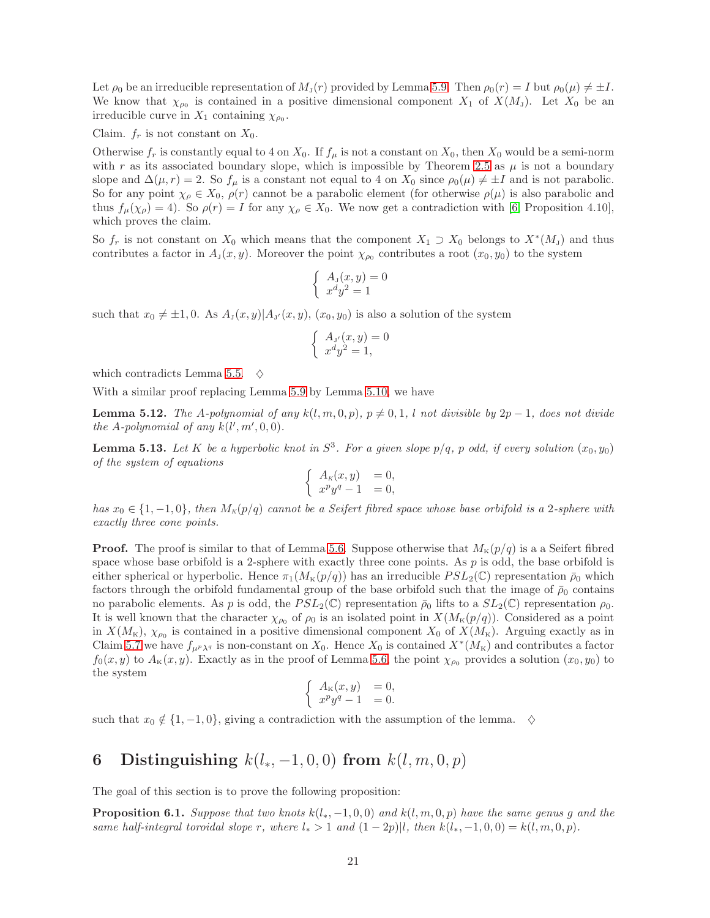Let $\rho_0$ be an irreducible representation of $M_{\rm J}(r)$ provided by Lemma 5.9. Then $\rho_0(r) = I$ but $\rho_0(\mu) \neq \pm I$. We know that $\chi_{\rho_0}$ is contained in a positive dimensional component $X_1$ of $X(M_{\rm J})$. Let $X_0$ be an irreducible curve in $X_1$ containing $\chi_{\rho_0}$.

Claim. $f_r$ is not constant on $X_0$.

Otherwise $f_r$ is constantly equal to 4 on $X_0$. If $f_\mu$ is not a constant on $X_0$, then $X_0$ would be a semi-norm with $r$ as its associated boundary slope, which is impossible by Theorem 2.5 as $\mu$ is not a boundary slope and $\Delta(\mu, r) = 2$. So $f_\mu$ is a constant not equal to 4 on $X_0$ since $\rho_0(\mu) \neq \pm I$ and is not parabolic. So for any point $\chi_\rho \in X_0$, $\rho(r)$ cannot be a parabolic element (for otherwise $\rho(\mu)$ is also parabolic and thus $f_\mu(\chi_\rho) = 4$). So $\rho(r) = I$ for any $\chi_\rho \in X_0$. We now get a contradiction with [6, Proposition 4.10], which proves the claim.

So $f_r$ is not constant on $X_0$ which means that the component $X_1 \supset X_0$ belongs to $X^*(M_{\rm J})$ and thus contributes a factor in $A_{\rm J}(x, y)$. Moreover the point $\chi_{\rho_0}$ contributes a root $(x_0, y_0)$ to the system

$$\begin{cases} A_{\rm J}(x, y) = 0 \\ x^d y^2 = 1 \end{cases}$$

such that $x_0 \neq \pm 1, 0$. As $A_{\rm J}(x, y) | A_{\rm J'}(x, y)$, $(x_0, y_0)$ is also a solution of the system

$$\begin{cases} A_{\rm J'}(x, y) = 0 \\ x^d y^2 = 1, \end{cases}$$

which contradicts Lemma 5.5. $\diamondsuit$

With a similar proof replacing Lemma 5.9 by Lemma 5.10, we have

**Lemma 5.12.** *The A-polynomial of any $k(l, m, 0, p)$, $p \neq 0, 1$, $l$ not divisible by $2p - 1$, does not divide the A-polynomial of any $k(l', m', 0, 0)$.*

**Lemma 5.13.** *Let $K$ be a hyperbolic knot in $S^3$. For a given slope $p/q$, $p$ odd, if every solution $(x_0, y_0)$ of the system of equations*

$$\begin{cases} A_{\rm K}(x, y) & = 0, \\ x^p y^q - 1 & = 0, \end{cases}$$

*has $x_0 \in \{1, -1, 0\}$, then $M_{\rm K}(p/q)$ cannot be a Seifert fibred space whose base orbifold is a 2-sphere with exactly three cone points.*

**Proof.** The proof is similar to that of Lemma 5.6. Suppose otherwise that $M_{\rm K}(p/q)$ is a a Seifert fibred space whose base orbifold is a 2-sphere with exactly three cone points. As $p$ is odd, the base orbifold is either spherical or hyperbolic. Hence $\pi_1(M_{\rm K}(p/q))$ has an irreducible $PSL_2(\mathbb{C})$ representation $\bar{\rho}_0$ which factors through the orbifold fundamental group of the base orbifold such that the image of $\bar{\rho}_0$ contains no parabolic elements. As $p$ is odd, the $PSL_2(\mathbb{C})$ representation $\bar{\rho}_0$ lifts to a $SL_2(\mathbb{C})$ representation $\rho_0$. It is well known that the character $\chi_{\rho_0}$ of $\rho_0$ is an isolated point in $X(M_{\rm K}(p/q))$. Considered as a point in $X(M_{\rm K})$, $\chi_{\rho_0}$ is contained in a positive dimensional component $X_0$ of $X(M_{\rm K})$. Arguing exactly as in Claim 5.7 we have $f_{\mu^p\lambda^q}$ is non-constant on $X_0$. Hence $X_0$ is contained $X^*(M_{\rm K})$ and contributes a factor $f_0(x, y)$ to $A_{\rm K}(x, y)$. Exactly as in the proof of Lemma 5.6, the point $\chi_{\rho_0}$ provides a solution $(x_0, y_0)$ to the system

$$\begin{cases} A_{\rm K}(x, y) & = 0, \\ x^p y^q - 1 & = 0. \end{cases}$$

such that $x_0 \notin \{1, -1, 0\}$, giving a contradiction with the assumption of the lemma. $\diamondsuit$

# 6 Distinguishing $k(l_*, -1, 0, 0)$ from $k(l, m, 0, p)$

The goal of this section is to prove the following proposition:

**Proposition 6.1.** *Suppose that two knots $k(l_*, -1, 0, 0)$ and $k(l, m, 0, p)$ have the same genus $g$ and the same half-integral toroidal slope $r$, where $l_* > 1$ and $(1 - 2p) | l$, then $k(l_*, -1, 0, 0) = k(l, m, 0, p)$.*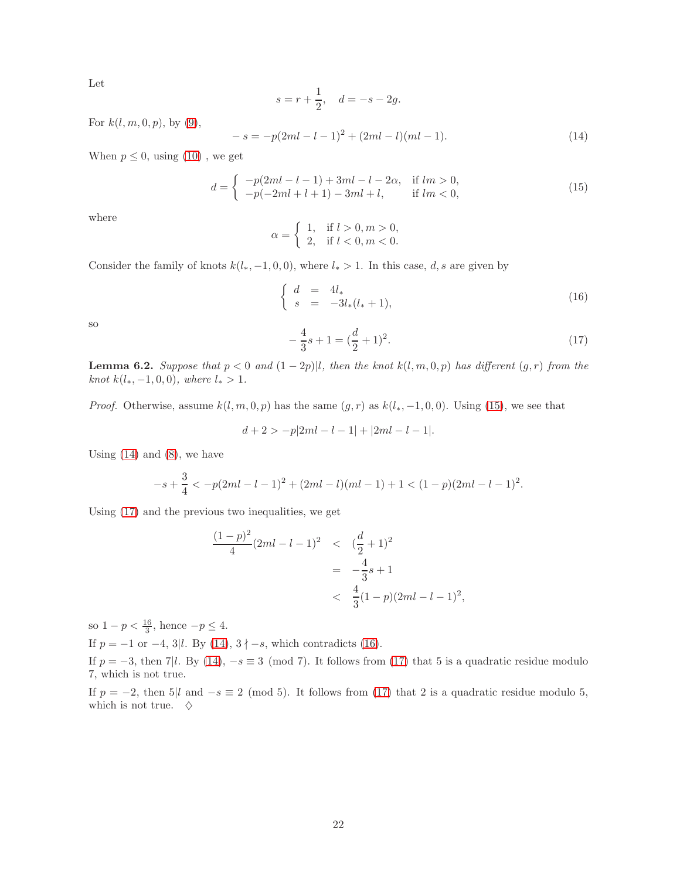Let

$$s = r + \frac{1}{2}, \quad d = -s - 2g.$$

For $k(l,m,0,p)$, by (9),

$$-s = -p(2ml - l - 1)^2 + (2ml - l)(ml - 1). \tag{14}$$

When $p \le 0$, using (10) , we get

$$d = \begin{cases} -p(2ml - l - 1) + 3ml - l - 2\alpha, & \text{if } lm > 0, \\ -p(-2ml + l + 1) - 3ml + l, & \text{if } lm < 0, \end{cases} \tag{15}$$

where

$$\alpha = \begin{cases} 1, & \text{if } l > 0, m > 0, \\ 2, & \text{if } l < 0, m < 0. \end{cases}$$

Consider the family of knots $k(l_*, -1, 0, 0)$, where $l_* > 1$. In this case, $d, s$ are given by

$$\begin{cases} d &= 4l_* \\ s &= -3l_*(l_* + 1), \end{cases} \tag{16}$$

so

$$-\frac{4}{3}s + 1 = (\frac{d}{2} + 1)^2. \tag{17}$$

**Lemma 6.2.** *Suppose that $p < 0$ and $(1 - 2p)|l$, then the knot $k(l,m,0,p)$ has different $(g,r)$ from the knot $k(l_*, -1, 0, 0)$, where $l_* > 1$.*

*Proof.* Otherwise, assume $k(l,m,0,p)$ has the same $(g,r)$ as $k(l_*, -1, 0, 0)$. Using (15), we see that

$$d + 2 > -p|2ml - l - 1| + |2ml - l - 1|.$$

Using (14) and (8), we have

$$-s + \frac{3}{4} < -p(2ml - l - 1)^2 + (2ml - l)(ml - 1) + 1 < (1 - p)(2ml - l - 1)^2.$$

Using (17) and the previous two inequalities, we get

$$\begin{aligned} \frac{(1-p)^2}{4}(2ml - l - 1)^2 &< (\frac{d}{2} + 1)^2 \\ &= -\frac{4}{3}s + 1 \\ &< \frac{4}{3}(1 - p)(2ml - l - 1)^2, \end{aligned}$$

so $1 - p < \frac{16}{3}$, hence $-p \le 4$.

If $p = -1$ or $-4$, $3|l$. By (14), $3 \nmid -s$, which contradicts (16).

If $p = -3$, then $7|l$. By (14), $-s \equiv 3 \pmod 7$. It follows from (17) that 5 is a quadratic residue modulo 7, which is not true.

If $p = -2$, then $5|l$ and $-s \equiv 2 \pmod 5$. It follows from (17) that 2 is a quadratic residue modulo 5, which is not true. $\diamondsuit$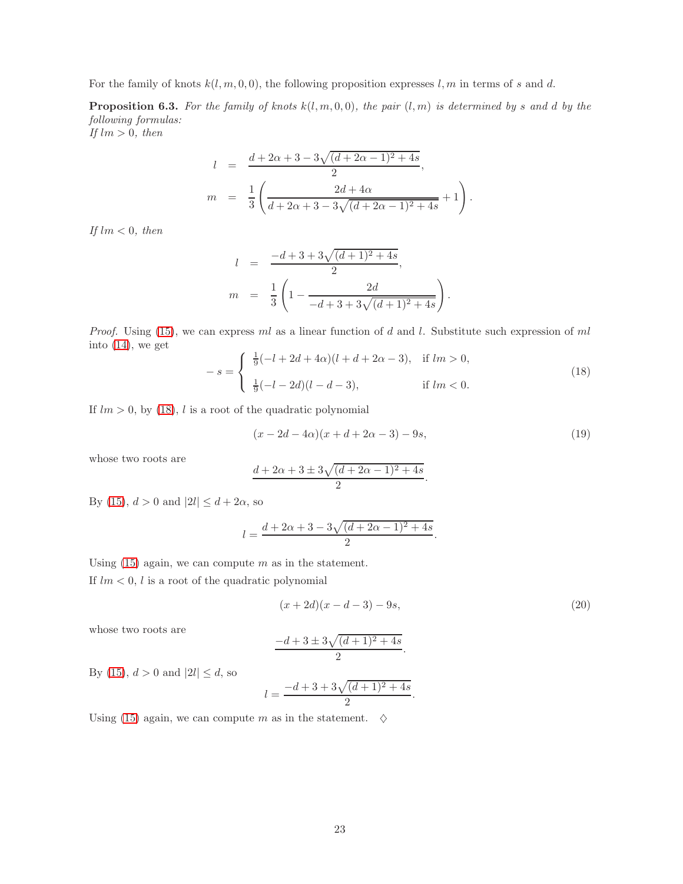For the family of knots $k(l, m, 0, 0)$, the following proposition expresses $l, m$ in terms of $s$ and $d$.

**Proposition 6.3.** *For the family of knots $k(l, m, 0, 0)$, the pair $(l, m)$ is determined by $s$ and $d$ by the following formulas:*
*If $lm > 0$, then*

$$
\begin{aligned}
l &= \frac{d + 2\alpha + 3 - 3\sqrt{(d + 2\alpha - 1)^2 + 4s}}{2}, \\
m &= \frac{1}{3}\left(\frac{2d + 4\alpha}{d + 2\alpha + 3 - 3\sqrt{(d + 2\alpha - 1)^2 + 4s}} + 1\right).
\end{aligned}
$$

*If $lm < 0$, then*

$$
\begin{aligned}
l &= \frac{-d + 3 + 3\sqrt{(d + 1)^2 + 4s}}{2}, \\
m &= \frac{1}{3}\left(1 - \frac{2d}{-d + 3 + 3\sqrt{(d + 1)^2 + 4s}}\right).
\end{aligned}
$$

*Proof.* Using (15), we can express $ml$ as a linear function of $d$ and $l$. Substitute such expression of $ml$ into (14), we get

$$
-s = \begin{cases} \frac{1}{9}(-l + 2d + 4\alpha)(l + d + 2\alpha - 3), & \text{if } lm > 0, \\ \\ \frac{1}{9}(-l - 2d)(l - d - 3), & \text{if } lm < 0. \end{cases} \tag{18}
$$

If $lm > 0$, by (18), $l$ is a root of the quadratic polynomial

$$
(x - 2d - 4\alpha)(x + d + 2\alpha - 3) - 9s, \tag{19}
$$

whose two roots are

$$
\frac{d + 2\alpha + 3 \pm 3\sqrt{(d + 2\alpha - 1)^2 + 4s}}{2}.
$$

By (15), $d > 0$ and $|2l| \leq d + 2\alpha$, so

$$
l = \frac{d + 2\alpha + 3 - 3\sqrt{(d + 2\alpha - 1)^2 + 4s}}{2}.
$$

Using (15) again, we can compute $m$ as in the statement.
If $lm < 0$, $l$ is a root of the quadratic polynomial

$$
(x + 2d)(x - d - 3) - 9s, \tag{20}
$$

whose two roots are

$$
\frac{-d + 3 \pm 3\sqrt{(d + 1)^2 + 4s}}{2}.
$$

By (15), $d > 0$ and $|2l| \leq d$, so

$$
l = \frac{-d + 3 + 3\sqrt{(d + 1)^2 + 4s}}{2}.
$$

Using (15) again, we can compute $m$ as in the statement. $\diamond$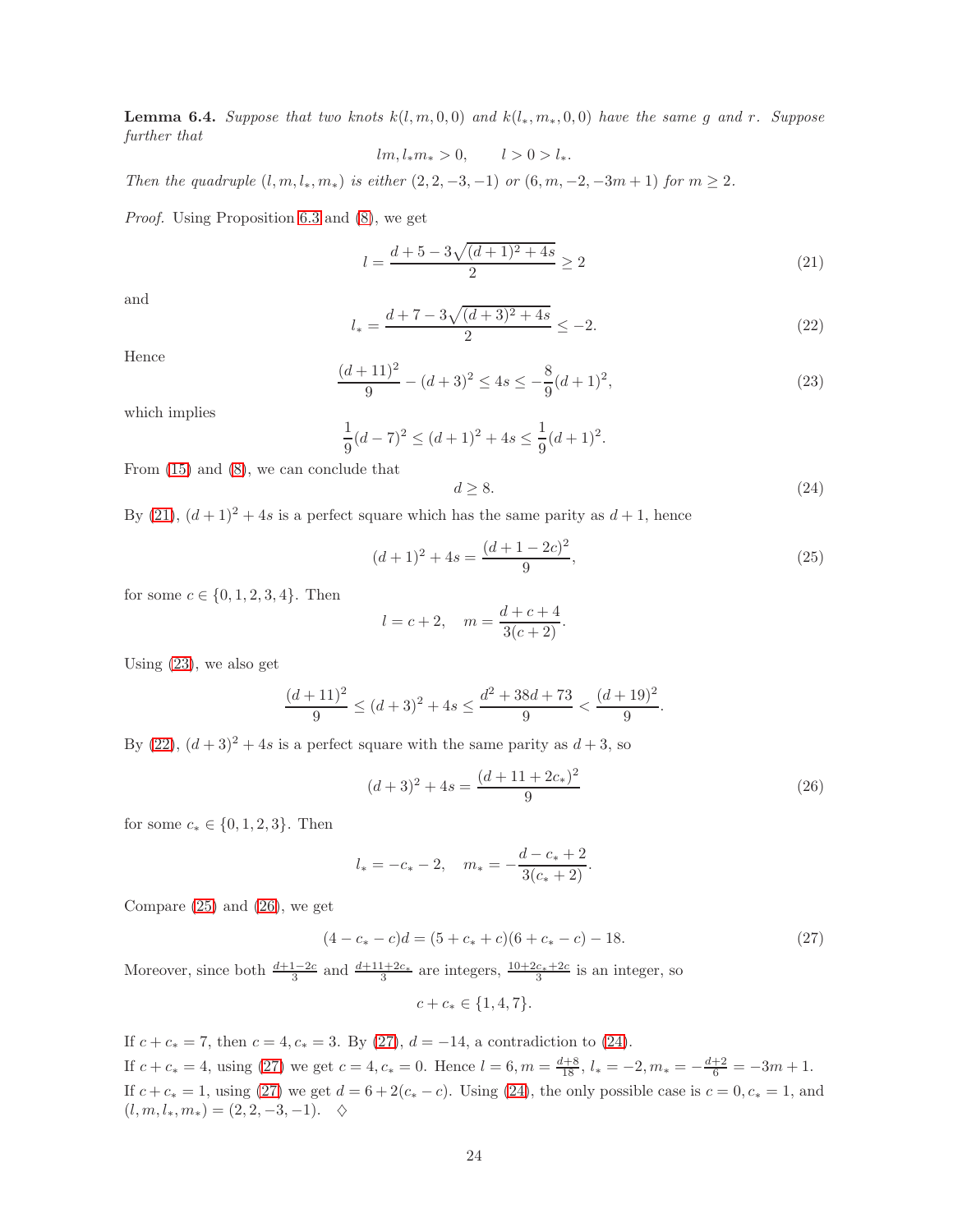**Lemma 6.4.** *Suppose that two knots $k(l, m, 0, 0)$ and $k(l_*, m_*, 0, 0)$ have the same $g$ and $r$. Suppose further that*

$$lm, l_*m_* > 0, \qquad l > 0 > l_*.$$

*Then the quadruple $(l, m, l_*, m_*)$ is either $(2, 2, -3, -1)$ or $(6, m, -2, -3m+1)$ for $m \geq 2$.*

*Proof.* Using Proposition 6.3 and (8), we get

$$l = \frac{d + 5 - 3\sqrt{(d+1)^2 + 4s}}{2} \geq 2 \tag{21}$$

and

$$l_* = \frac{d + 7 - 3\sqrt{(d+3)^2 + 4s}}{2} \leq -2. \tag{22}$$

Hence

$$\frac{(d+11)^2}{9} - (d+3)^2 \leq 4s \leq -\frac{8}{9}(d+1)^2, \tag{23}$$

which implies

$$\frac{1}{9}(d-7)^2 \leq (d+1)^2 + 4s \leq \frac{1}{9}(d+1)^2.$$

From (15) and (8), we can conclude that

$$d \geq 8. \tag{24}$$

By (21), $(d+1)^2 + 4s$ is a perfect square which has the same parity as $d+1$, hence

$$(d+1)^2 + 4s = \frac{(d+1-2c)^2}{9}, \tag{25}$$

for some $c \in \{0, 1, 2, 3, 4\}$. Then

$$l = c + 2, \quad m = \frac{d + c + 4}{3(c+2)}.$$

Using (23), we also get

$$\frac{(d+11)^2}{9} \leq (d+3)^2 + 4s \leq \frac{d^2 + 38d + 73}{9} < \frac{(d+19)^2}{9}.$$

By (22), $(d+3)^2 + 4s$ is a perfect square with the same parity as $d+3$, so

$$(d+3)^2 + 4s = \frac{(d + 11 + 2c_*)^2}{9} \tag{26}$$

for some $c_* \in \{0, 1, 2, 3\}$. Then

$$l_* = -c_* - 2, \quad m_* = -\frac{d - c_* + 2}{3(c_* + 2)}.$$

Compare (25) and (26), we get

$$(4 - c_* - c)d = (5 + c_* + c)(6 + c_* - c) - 18. \tag{27}$$

Moreover, since both $\frac{d+1-2c}{3}$ and $\frac{d+11+2c_*}{3}$ are integers, $\frac{10+2c_*+2c}{3}$ is an integer, so

$$c + c_* \in \{1, 4, 7\}.$$

If $c + c_* = 7$, then $c = 4, c_* = 3$. By (27), $d = -14$, a contradiction to (24).
If $c + c_* = 4$, using (27) we get $c = 4, c_* = 0$. Hence $l = 6, m = \frac{d+8}{18}$, $l_* = -2, m_* = -\frac{d+2}{6} = -3m + 1$.
If $c + c_* = 1$, using (27) we get $d = 6 + 2(c_* - c)$. Using (24), the only possible case is $c = 0, c_* = 1$, and $(l, m, l_*, m_*) = (2, 2, -3, -1)$. $\quad\diamondsuit$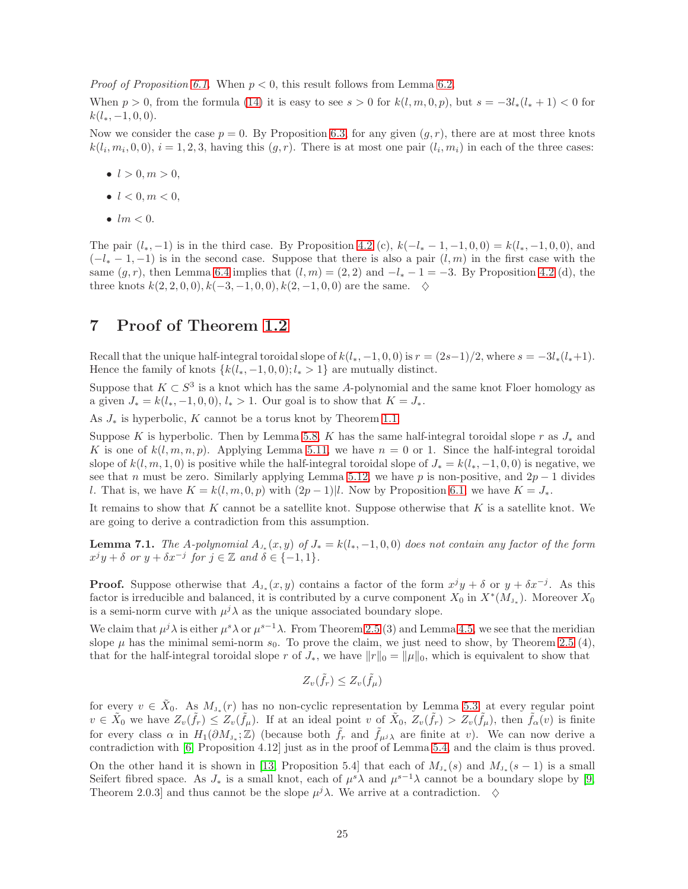*Proof of Proposition 6.1.* When $p < 0$, this result follows from Lemma 6.2.

When $p > 0$, from the formula (14) it is easy to see $s > 0$ for $k(l, m, 0, p)$, but $s = -3l_*(l_* + 1) < 0$ for $k(l_*, -1, 0, 0)$.

Now we consider the case $p = 0$. By Proposition 6.3, for any given $(g, r)$, there are at most three knots $k(l_i, m_i, 0, 0)$, $i = 1, 2, 3$, having this $(g, r)$. There is at most one pair $(l_i, m_i)$ in each of the three cases:

- $l > 0, m > 0$,
- $l < 0, m < 0$,
- $lm < 0$.

The pair $(l_*, -1)$ is in the third case. By Proposition 4.2 (c), $k(-l_* - 1, -1, 0, 0) = k(l_*, -1, 0, 0)$, and $(-l_* - 1, -1)$ is in the second case. Suppose that there is also a pair $(l, m)$ in the first case with the same $(g, r)$, then Lemma 6.4 implies that $(l, m) = (2, 2)$ and $-l_* - 1 = -3$. By Proposition 4.2 (d), the three knots $k(2, 2, 0, 0), k(-3, -1, 0, 0), k(2, -1, 0, 0)$ are the same. $\diamond$

# 7 Proof of Theorem 1.2

Recall that the unique half-integral toroidal slope of $k(l_*, -1, 0, 0)$ is $r = (2s-1)/2$, where $s = -3l_*(l_*+1)$. Hence the family of knots $\{k(l_*, -1, 0, 0); l_* > 1\}$ are mutually distinct.

Suppose that $K \subset S^3$ is a knot which has the same $A$-polynomial and the same knot Floer homology as a given $J_* = k(l_*, -1, 0, 0)$, $l_* > 1$. Our goal is to show that $K = J_*$.

As $J_*$ is hyperbolic, $K$ cannot be a torus knot by Theorem 1.1.

Suppose $K$ is hyperbolic. Then by Lemma 5.8, $K$ has the same half-integral toroidal slope $r$ as $J_*$ and $K$ is one of $k(l, m, n, p)$. Applying Lemma 5.11, we have $n = 0$ or 1. Since the half-integral toroidal slope of $k(l, m, 1, 0)$ is positive while the half-integral toroidal slope of $J_* = k(l_*, -1, 0, 0)$ is negative, we see that $n$ must be zero. Similarly applying Lemma 5.12, we have $p$ is non-positive, and $2p - 1$ divides $l$. That is, we have $K = k(l, m, 0, p)$ with $(2p-1)|l$. Now by Proposition 6.1, we have $K = J_*$.

It remains to show that $K$ cannot be a satellite knot. Suppose otherwise that $K$ is a satellite knot. We are going to derive a contradiction from this assumption.

**Lemma 7.1.** *The A-polynomial $A_{J_*}(x, y)$ of $J_* = k(l_*, -1, 0, 0)$ does not contain any factor of the form $x^j y + \delta$ or $y + \delta x^{-j}$ for $j \in \mathbb{Z}$ and $\delta \in \{-1, 1\}$.*

**Proof.** Suppose otherwise that $A_{J_*}(x, y)$ contains a factor of the form $x^j y + \delta$ or $y + \delta x^{-j}$. As this factor is irreducible and balanced, it is contributed by a curve component $X_0$ in $X^*(M_{J_*})$. Moreover $X_0$ is a semi-norm curve with $\mu^j \lambda$ as the unique associated boundary slope.

We claim that $\mu^j \lambda$ is either $\mu^s \lambda$ or $\mu^{s-1} \lambda$. From Theorem 2.5 (3) and Lemma 4.5, we see that the meridian slope $\mu$ has the minimal semi-norm $s_0$. To prove the claim, we just need to show, by Theorem 2.5 (4), that for the half-integral toroidal slope $r$ of $J_*$, we have $\|r\|_0 = \|\mu\|_0$, which is equivalent to show that

$$Z_v(\tilde{f}_r) \leq Z_v(\tilde{f}_\mu)$$

for every $v \in \tilde{X}_0$. As $M_{J_*}(r)$ has no non-cyclic representation by Lemma 5.3, at every regular point $v \in \tilde{X}_0$ we have $Z_v(\tilde{f}_r) \leq Z_v(\tilde{f}_\mu)$. If at an ideal point $v$ of $\tilde{X}_0$, $Z_v(\tilde{f}_r) > Z_v(\tilde{f}_\mu)$, then $\tilde{f}_\alpha(v)$ is finite for every class $\alpha$ in $H_1(\partial M_{J_*}; \mathbb{Z})$ (because both $\tilde{f}_r$ and $\tilde{f}_{\mu^j \lambda}$ are finite at $v$). We can now derive a contradiction with [6, Proposition 4.12] just as in the proof of Lemma 5.4, and the claim is thus proved.

On the other hand it is shown in [13, Proposition 5.4] that each of $M_{J_*}(s)$ and $M_{J_*}(s-1)$ is a small Seifert fibred space. As $J_*$ is a small knot, each of $\mu^s \lambda$ and $\mu^{s-1} \lambda$ cannot be a boundary slope by [9, Theorem 2.0.3] and thus cannot be the slope $\mu^j \lambda$. We arrive at a contradiction. $\diamond$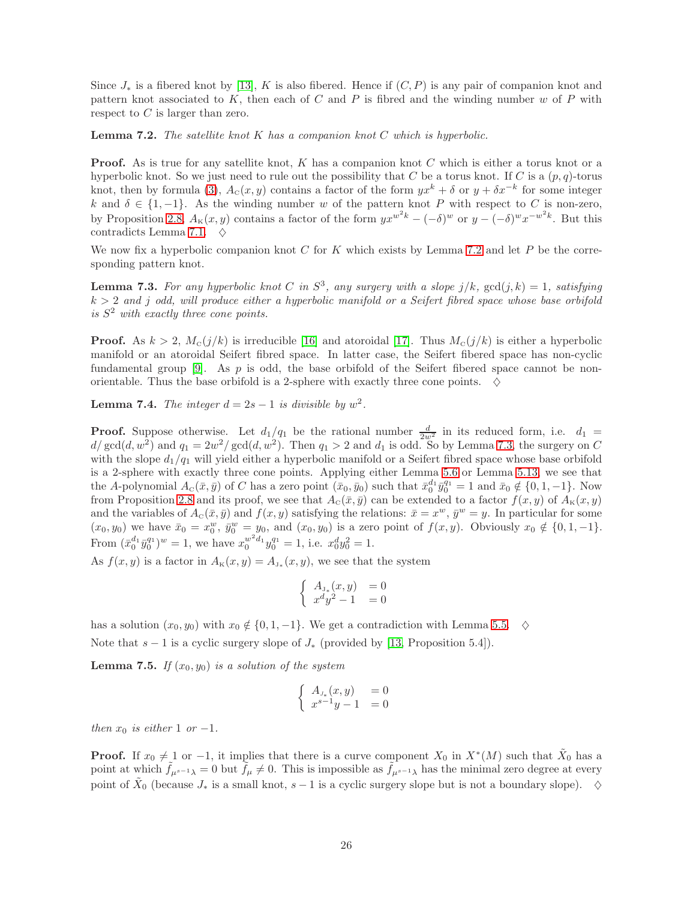Since $J_*$ is a fibered knot by [13], $K$ is also fibered. Hence if $(C, P)$ is any pair of companion knot and pattern knot associated to $K$, then each of $C$ and $P$ is fibred and the winding number $w$ of $P$ with respect to $C$ is larger than zero.

**Lemma 7.2.** *The satellite knot $K$ has a companion knot $C$ which is hyperbolic.*

**Proof.** As is true for any satellite knot, $K$ has a companion knot $C$ which is either a torus knot or a hyperbolic knot. So we just need to rule out the possibility that $C$ be a torus knot. If $C$ is a $(p, q)$-torus knot, then by formula (3), $A_{\text{C}}(x, y)$ contains a factor of the form $yx^k + \delta$ or $y + \delta x^{-k}$ for some integer $k$ and $\delta \in \{1, -1\}$. As the winding number $w$ of the pattern knot $P$ with respect to $C$ is non-zero, by Proposition 2.8, $A_{\text{K}}(x, y)$ contains a factor of the form $yx^{w^2k} - (-\delta)^w$ or $y - (-\delta)^w x^{-w^2k}$. But this contradicts Lemma 7.1. $\diamondsuit$

We now fix a hyperbolic companion knot $C$ for $K$ which exists by Lemma 7.2 and let $P$ be the corresponding pattern knot.

**Lemma 7.3.** *For any hyperbolic knot $C$ in $S^3$, any surgery with a slope $j/k$, $\gcd(j, k) = 1$, satisfying $k > 2$ and $j$ odd, will produce either a hyperbolic manifold or a Seifert fibred space whose base orbifold is $S^2$ with exactly three cone points.*

**Proof.** As $k > 2$, $M_{\text{C}}(j/k)$ is irreducible [16] and atoroidal [17]. Thus $M_{\text{C}}(j/k)$ is either a hyperbolic manifold or an atoroidal Seifert fibred space. In latter case, the Seifert fibered space has non-cyclic fundamental group [9]. As $p$ is odd, the base orbifold of the Seifert fibered space cannot be non-orientable. Thus the base orbifold is a 2-sphere with exactly three cone points. $\diamondsuit$

**Lemma 7.4.** *The integer $d = 2s - 1$ is divisible by $w^2$.*

**Proof.** Suppose otherwise. Let $d_1/q_1$ be the rational number $\frac{d}{2w^2}$ in its reduced form, i.e. $d_1 = d/\gcd(d, w^2)$ and $q_1 = 2w^2/\gcd(d, w^2)$. Then $q_1 > 2$ and $d_1$ is odd. So by Lemma 7.3, the surgery on $C$ with the slope $d_1/q_1$ will yield either a hyperbolic manifold or a Seifert fibred space whose base orbifold is a 2-sphere with exactly three cone points. Applying either Lemma 5.6 or Lemma 5.13, we see that the $A$-polynomial $A_{\text{C}}(\bar{x}, \bar{y})$ of $C$ has a zero point $(\bar{x}_0, \bar{y}_0)$ such that $\bar{x}_0^{d_1}\bar{y}_0^{q_1} = 1$ and $\bar{x}_0 \notin \{0, 1, -1\}$. Now from Proposition 2.8 and its proof, we see that $A_{\text{C}}(\bar{x}, \bar{y})$ can be extended to a factor $f(x, y)$ of $A_{\text{K}}(x, y)$ and the variables of $A_{\text{C}}(\bar{x}, \bar{y})$ and $f(x, y)$ satisfying the relations: $\bar{x} = x^w$, $\bar{y}^w = y$. In particular for some $(x_0, y_0)$ we have $\bar{x}_0 = x_0^w$, $\bar{y}_0^w = y_0$, and $(x_0, y_0)$ is a zero point of $f(x, y)$. Obviously $x_0 \notin \{0, 1, -1\}$. From $(\bar{x}_0^{d_1}\bar{y}_0^{q_1})^w = 1$, we have $x_0^{w^2 d_1} y_0^{q_1} = 1$, i.e. $x_0^d y_0^2 = 1$.

As $f(x, y)$ is a factor in $A_{\text{K}}(x, y) = A_{\text{J}_*}(x, y)$, we see that the system

$$\begin{cases} A_{\text{J}_*}(x, y) & = 0 \\ x^d y^2 - 1 & = 0 \end{cases}$$

has a solution $(x_0, y_0)$ with $x_0 \notin \{0, 1, -1\}$. We get a contradiction with Lemma 5.5. $\diamondsuit$

Note that $s - 1$ is a cyclic surgery slope of $J_*$ (provided by [13, Proposition 5.4]).

**Lemma 7.5.** *If $(x_0, y_0)$ is a solution of the system*

$$\begin{cases} A_{\text{J}_*}(x, y) & = 0 \\ x^{s-1} y - 1 & = 0 \end{cases}$$

*then $x_0$ is either 1 or $-1$.*

**Proof.** If $x_0 \neq 1$ or $-1$, it implies that there is a curve component $X_0$ in $X^*(M)$ such that $\tilde{X}_0$ has a point at which $\tilde{f}_{\mu^{s-1}\lambda} = 0$ but $\tilde{f}_\mu \neq 0$. This is impossible as $\tilde{f}_{\mu^{s-1}\lambda}$ has the minimal zero degree at every point of $\tilde{X}_0$ (because $J_*$ is a small knot, $s - 1$ is a cyclic surgery slope but is not a boundary slope). $\diamondsuit$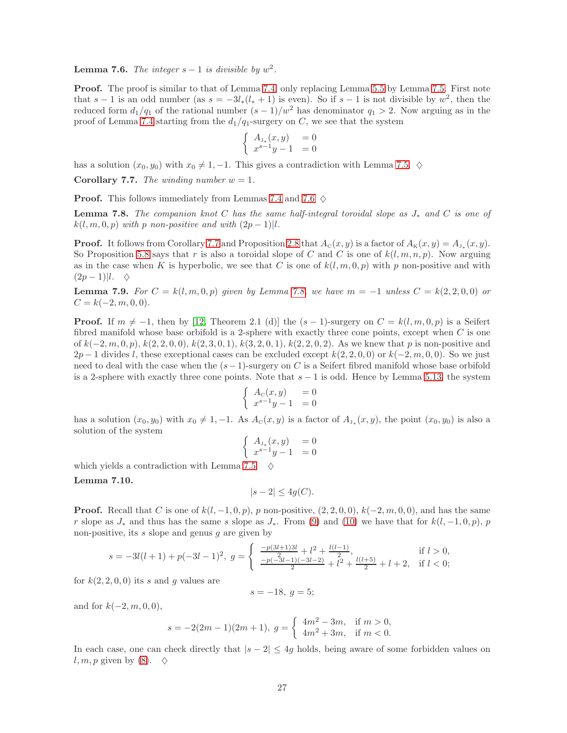**Lemma 7.6.** *The integer $s-1$ is divisible by $w^2$.*

**Proof.** The proof is similar to that of Lemma 7.4, only replacing Lemma 5.5 by Lemma 7.5. First note that $s-1$ is an odd number (as $s = -3l_*(l_*+1)$ is even). So if $s-1$ is not divisible by $w^2$, then the reduced form $d_1/q_1$ of the rational number $(s-1)/w^2$ has denominator $q_1 > 2$. Now arguing as in the proof of Lemma 7.4 starting from the $d_1/q_1$-surgery on $C$, we see that the system

$$\begin{cases} A_{J_*}(x,y) &= 0 \\ x^{s-1}y - 1 &= 0 \end{cases}$$

has a solution $(x_0, y_0)$ with $x_0 \neq 1, -1$. This gives a contradiction with Lemma 7.5. $\diamondsuit$

**Corollary 7.7.** *The winding number $w = 1$.*

**Proof.** This follows immediately from Lemmas 7.4 and 7.6. $\diamondsuit$

**Lemma 7.8.** *The companion knot $C$ has the same half-integral toroidal slope as $J_*$ and $C$ is one of $k(l,m,0,p)$ with $p$ non-positive and with $(2p-1)|l$.*

**Proof.** It follows from Corollary 7.7 and Proposition 2.8 that $A_C(x,y)$ is a factor of $A_K(x,y) = A_{J_*}(x,y)$. So Proposition 5.8 says that $r$ is also a toroidal slope of $C$ and $C$ is one of $k(l,m,n,p)$. Now arguing as in the case when $K$ is hyperbolic, we see that $C$ is one of $k(l,m,0,p)$ with $p$ non-positive and with $(2p-1)|l$. $\diamondsuit$

**Lemma 7.9.** *For $C = k(l,m,0,p)$ given by Lemma 7.8, we have $m = -1$ unless $C = k(2,2,0,0)$ or $C = k(-2,m,0,0)$.*

**Proof.** If $m \neq -1$, then by [12, Theorem 2.1 (d)] the $(s-1)$-surgery on $C = k(l,m,0,p)$ is a Seifert fibred manifold whose base orbifold is a 2-sphere with exactly three cone points, except when $C$ is one of $k(-2,m,0,p)$, $k(2,2,0,0)$, $k(2,3,0,1)$, $k(3,2,0,1)$, $k(2,2,0,2)$. As we knew that $p$ is non-positive and $2p-1$ divides $l$, these exceptional cases can be excluded except $k(2,2,0,0)$ or $k(-2,m,0,0)$. So we just need to deal with the case when the $(s-1)$-surgery on $C$ is a Seifert fibred manifold whose base orbifold is a 2-sphere with exactly three cone points. Note that $s-1$ is odd. Hence by Lemma 5.13, the system

$$\begin{cases} A_C(x,y) &= 0 \\ x^{s-1}y - 1 &= 0 \end{cases}$$

has a solution $(x_0, y_0)$ with $x_0 \neq 1, -1$. As $A_C(x,y)$ is a factor of $A_{J_*}(x,y)$, the point $(x_0,y_0)$ is also a solution of the system

$$\begin{cases} A_{J_*}(x,y) &= 0 \\ x^{s-1}y - 1 &= 0 \end{cases}$$

which yields a contradiction with Lemma 7.5. $\diamondsuit$

**Lemma 7.10.**

$$|s-2| \leq 4g(C).$$

**Proof.** Recall that $C$ is one of $k(l,-1,0,p)$, $p$ non-positive, $(2,2,0,0)$, $k(-2,m,0,0)$, and has the same $r$ slope as $J_*$ and thus has the same $s$ slope as $J_*$. From (9) and (10) we have that for $k(l,-1,0,p)$, $p$ non-positive, its $s$ slope and genus $g$ are given by

$$s = -3l(l+1) + p(-3l-1)^2, \; g = \begin{cases} \frac{-p(3l+1)3l}{2} + l^2 + \frac{l(l-1)}{2}, & \text{if } l > 0, \\ \frac{-p(-3l-1)(-3l-2)}{2} + l^2 + \frac{l(l+5)}{2} + l + 2, & \text{if } l < 0; \end{cases}$$

for $k(2,2,0,0)$ its $s$ and $g$ values are

$$s = -18, \; g = 5;$$

and for $k(-2,m,0,0)$,

$$s = -2(2m-1)(2m+1), \; g = \begin{cases} 4m^2 - 3m, & \text{if } m > 0, \\ 4m^2 + 3m, & \text{if } m < 0. \end{cases}$$

In each case, one can check directly that $|s-2| \leq 4g$ holds, being aware of some forbidden values on $l, m, p$ given by (8). $\diamondsuit$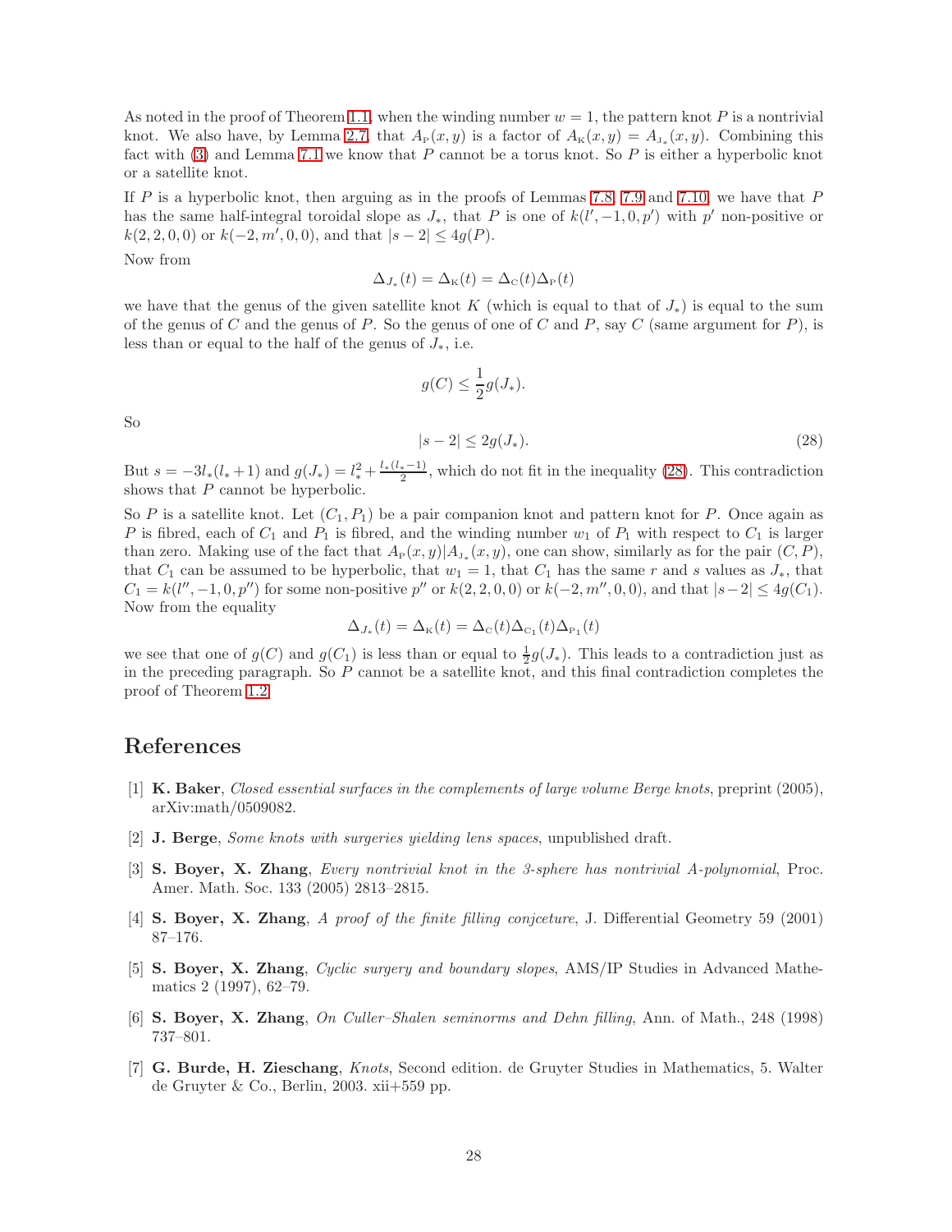As noted in the proof of Theorem 1.1, when the winding number $w = 1$, the pattern knot $P$ is a nontrivial knot. We also have, by Lemma 2.7, that $A_{\rm P}(x,y)$ is a factor of $A_{\rm K}(x,y) = A_{J_*}(x,y)$. Combining this fact with (3) and Lemma 7.1 we know that $P$ cannot be a torus knot. So $P$ is either a hyperbolic knot or a satellite knot.

If $P$ is a hyperbolic knot, then arguing as in the proofs of Lemmas 7.8, 7.9 and 7.10, we have that $P$ has the same half-integral toroidal slope as $J_*$, that $P$ is one of $k(l', -1, 0, p')$ with $p'$ non-positive or $k(2, 2, 0, 0)$ or $k(-2, m', 0, 0)$, and that $|s - 2| \leq 4g(P)$.

Now from

$$\Delta_{J_*}(t) = \Delta_{\rm K}(t) = \Delta_{\rm C}(t)\Delta_{\rm P}(t)$$

we have that the genus of the given satellite knot $K$ (which is equal to that of $J_*$) is equal to the sum of the genus of $C$ and the genus of $P$. So the genus of one of $C$ and $P$, say $C$ (same argument for $P$), is less than or equal to the half of the genus of $J_*$, i.e.

$$g(C) \leq \frac{1}{2}g(J_*).$$

So

$$|s - 2| \leq 2g(J_*). \tag{28}$$

But $s = -3l_*(l_* + 1)$ and $g(J_*) = l_*^2 + \frac{l_*(l_*-1)}{2}$, which do not fit in the inequality (28). This contradiction shows that $P$ cannot be hyperbolic.

So $P$ is a satellite knot. Let $(C_1, P_1)$ be a pair companion knot and pattern knot for $P$. Once again as $P$ is fibred, each of $C_1$ and $P_1$ is fibred, and the winding number $w_1$ of $P_1$ with respect to $C_1$ is larger than zero. Making use of the fact that $A_{\rm P}(x,y)|A_{J_*}(x,y)$, one can show, similarly as for the pair $(C, P)$, that $C_1$ can be assumed to be hyperbolic, that $w_1 = 1$, that $C_1$ has the same $r$ and $s$ values as $J_*$, that $C_1 = k(l'', -1, 0, p'')$ for some non-positive $p''$ or $k(2, 2, 0, 0)$ or $k(-2, m'', 0, 0)$, and that $|s-2| \leq 4g(C_1)$. Now from the equality

$$\Delta_{J_*}(t) = \Delta_{\rm K}(t) = \Delta_{\rm C}(t)\Delta_{{\rm C}_1}(t)\Delta_{{\rm P}_1}(t)$$

we see that one of $g(C)$ and $g(C_1)$ is less than or equal to $\frac{1}{2}g(J_*)$. This leads to a contradiction just as in the preceding paragraph. So $P$ cannot be a satellite knot, and this final contradiction completes the proof of Theorem 1.2.

# References

[1] **K. Baker**, *Closed essential surfaces in the complements of large volume Berge knots*, preprint (2005), arXiv:math/0509082.

[2] **J. Berge**, *Some knots with surgeries yielding lens spaces*, unpublished draft.

[3] **S. Boyer, X. Zhang**, *Every nontrivial knot in the 3-sphere has nontrivial A-polynomial*, Proc. Amer. Math. Soc. 133 (2005) 2813–2815.

[4] **S. Boyer, X. Zhang**, *A proof of the finite filling conjceture*, J. Differential Geometry 59 (2001) 87–176.

[5] **S. Boyer, X. Zhang**, *Cyclic surgery and boundary slopes*, AMS/IP Studies in Advanced Mathematics 2 (1997), 62–79.

[6] **S. Boyer, X. Zhang**, *On Culler–Shalen seminorms and Dehn filling*, Ann. of Math., 248 (1998) 737–801.

[7] **G. Burde, H. Zieschang**, *Knots*, Second edition. de Gruyter Studies in Mathematics, 5. Walter de Gruyter & Co., Berlin, 2003. xii+559 pp.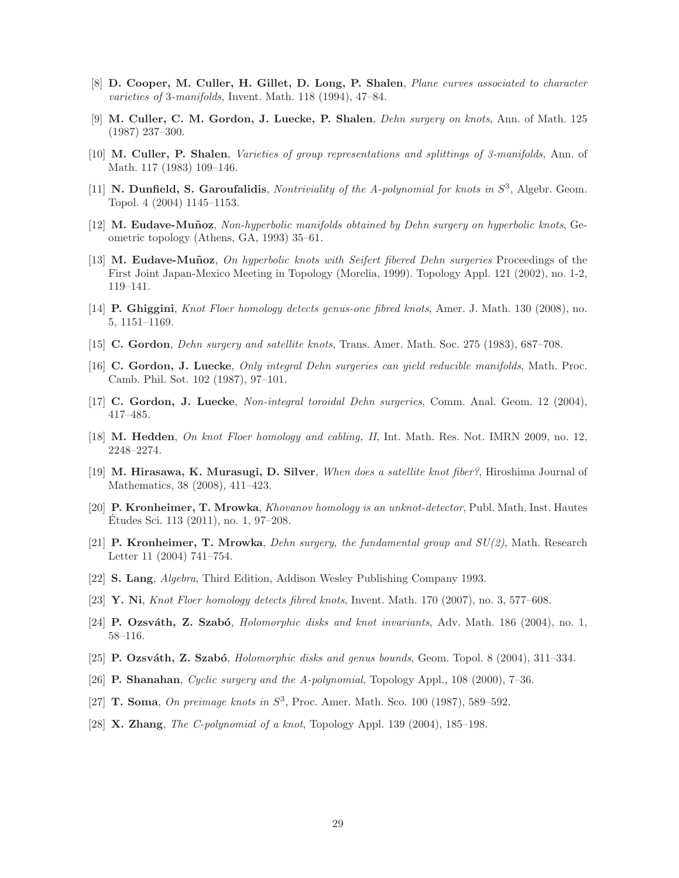[8] **D. Cooper, M. Culler, H. Gillet, D. Long, P. Shalen**, *Plane curves associated to character varieties of* 3*-manifolds*, Invent. Math. 118 (1994), 47–84.

[9] **M. Culler, C. M. Gordon, J. Luecke, P. Shalen**, *Dehn surgery on knots*, Ann. of Math. 125 (1987) 237–300.

[10] **M. Culler, P. Shalen**, *Varieties of group representations and splittings of 3-manifolds*, Ann. of Math. 117 (1983) 109–146.

[11] **N. Dunfield, S. Garoufalidis**, *Nontriviality of the A-polynomial for knots in* $S^3$, Algebr. Geom. Topol. 4 (2004) 1145–1153.

[12] **M. Eudave-Muñoz**, *Non-hyperbolic manifolds obtained by Dehn surgery on hyperbolic knots*, Geometric topology (Athens, GA, 1993) 35–61.

[13] **M. Eudave-Muñoz**, *On hyperbolic knots with Seifert fibered Dehn surgeries* Proceedings of the First Joint Japan-Mexico Meeting in Topology (Morelia, 1999). Topology Appl. 121 (2002), no. 1-2, 119–141.

[14] **P. Ghiggini**, *Knot Floer homology detects genus-one fibred knots*, Amer. J. Math. 130 (2008), no. 5, 1151–1169.

[15] **C. Gordon**, *Dehn surgery and satellite knots*, Trans. Amer. Math. Soc. 275 (1983), 687–708.

[16] **C. Gordon, J. Luecke**, *Only integral Dehn surgeries can yield reducible manifolds*, Math. Proc. Camb. Phil. Sot. 102 (1987), 97–101.

[17] **C. Gordon, J. Luecke**, *Non-integral toroidal Dehn surgeries*, Comm. Anal. Geom. 12 (2004), 417–485.

[18] **M. Hedden**, *On knot Floer homology and cabling, II*, Int. Math. Res. Not. IMRN 2009, no. 12, 2248–2274.

[19] **M. Hirasawa, K. Murasugi, D. Silver**, *When does a satellite knot fiber?*, Hiroshima Journal of Mathematics, 38 (2008), 411–423.

[20] **P. Kronheimer, T. Mrowka**, *Khovanov homology is an unknot-detector*, Publ. Math. Inst. Hautes Études Sci. 113 (2011), no. 1, 97–208.

[21] **P. Kronheimer, T. Mrowka**, *Dehn surgery, the fundamental group and SU(2)*, Math. Research Letter 11 (2004) 741–754.

[22] **S. Lang**, *Algebra*, Third Edition, Addison Wesley Publishing Company 1993.

[23] **Y. Ni**, *Knot Floer homology detects fibred knots*, Invent. Math. 170 (2007), no. 3, 577–608.

[24] **P. Ozsváth, Z. Szabó**, *Holomorphic disks and knot invariants*, Adv. Math. 186 (2004), no. 1, 58–116.

[25] **P. Ozsváth, Z. Szabó**, *Holomorphic disks and genus bounds*, Geom. Topol. 8 (2004), 311–334.

[26] **P. Shanahan**, *Cyclic surgery and the A-polynomial*, Topology Appl., 108 (2000), 7–36.

[27] **T. Soma**, *On preimage knots in* $S^3$, Proc. Amer. Math. Sco. 100 (1987), 589–592.

[28] **X. Zhang**, *The C-polynomial of a knot*, Topology Appl. 139 (2004), 185–198.